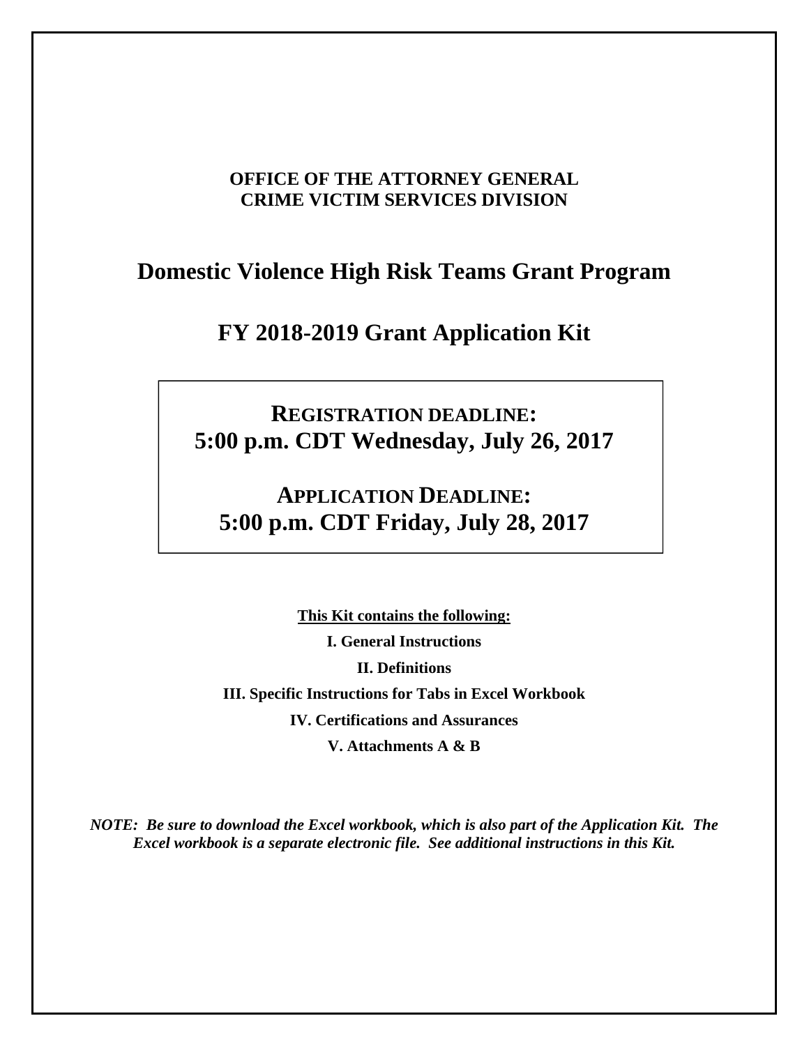**OFFICE OF THE ATTORNEY GENERAL**
**CRIME VICTIM SERVICES DIVISION**

# Domestic Violence High Risk Teams Grant Program

# FY 2018-2019 Grant Application Kit

## REGISTRATION DEADLINE: 5:00 p.m. CDT Wednesday, July 26, 2017

## APPLICATION DEADLINE: 5:00 p.m. CDT Friday, July 28, 2017

**This Kit contains the following:**

**I. General Instructions**

**II. Definitions**

**III. Specific Instructions for Tabs in Excel Workbook**

**IV. Certifications and Assurances**

**V. Attachments A & B**

***NOTE: Be sure to download the Excel workbook, which is also part of the Application Kit. The Excel workbook is a separate electronic file. See additional instructions in this Kit.***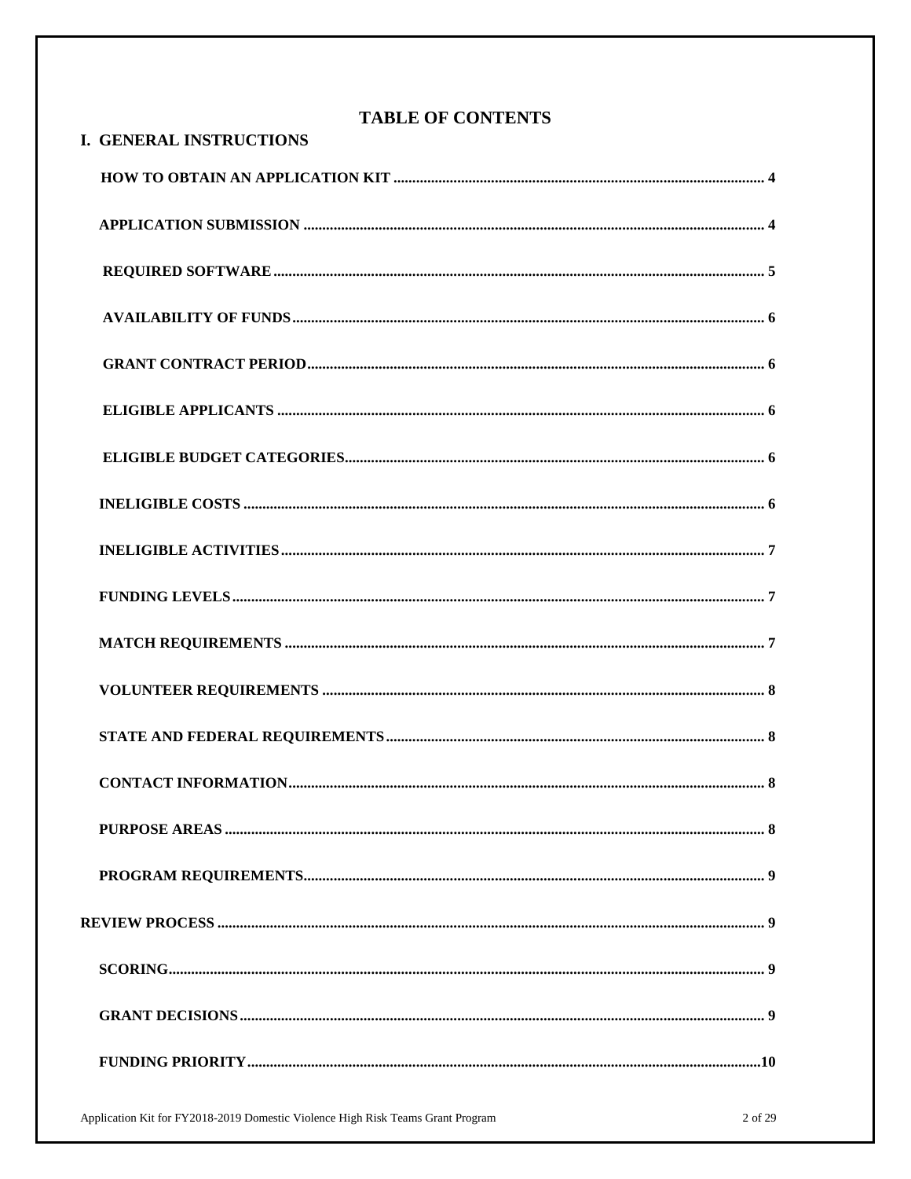## TABLE OF CONTENTS

### I. GENERAL INSTRUCTIONS

- **HOW TO OBTAIN AN APPLICATION KIT** .......... 4
- **APPLICATION SUBMISSION** .......... 4
- **REQUIRED SOFTWARE** .......... 5
- **AVAILABILITY OF FUNDS** .......... 6
- **GRANT CONTRACT PERIOD** .......... 6
- **ELIGIBLE APPLICANTS** .......... 6
- **ELIGIBLE BUDGET CATEGORIES** .......... 6
- **INELIGIBLE COSTS** .......... 6
- **INELIGIBLE ACTIVITIES** .......... 7
- **FUNDING LEVELS** .......... 7
- **MATCH REQUIREMENTS** .......... 7
- **VOLUNTEER REQUIREMENTS** .......... 8
- **STATE AND FEDERAL REQUIREMENTS** .......... 8
- **CONTACT INFORMATION** .......... 8
- **PURPOSE AREAS** .......... 8
- **PROGRAM REQUIREMENTS** .......... 9

**REVIEW PROCESS** .......... 9

- **SCORING** .......... 9
- **GRANT DECISIONS** .......... 9
- **FUNDING PRIORITY** .......... 10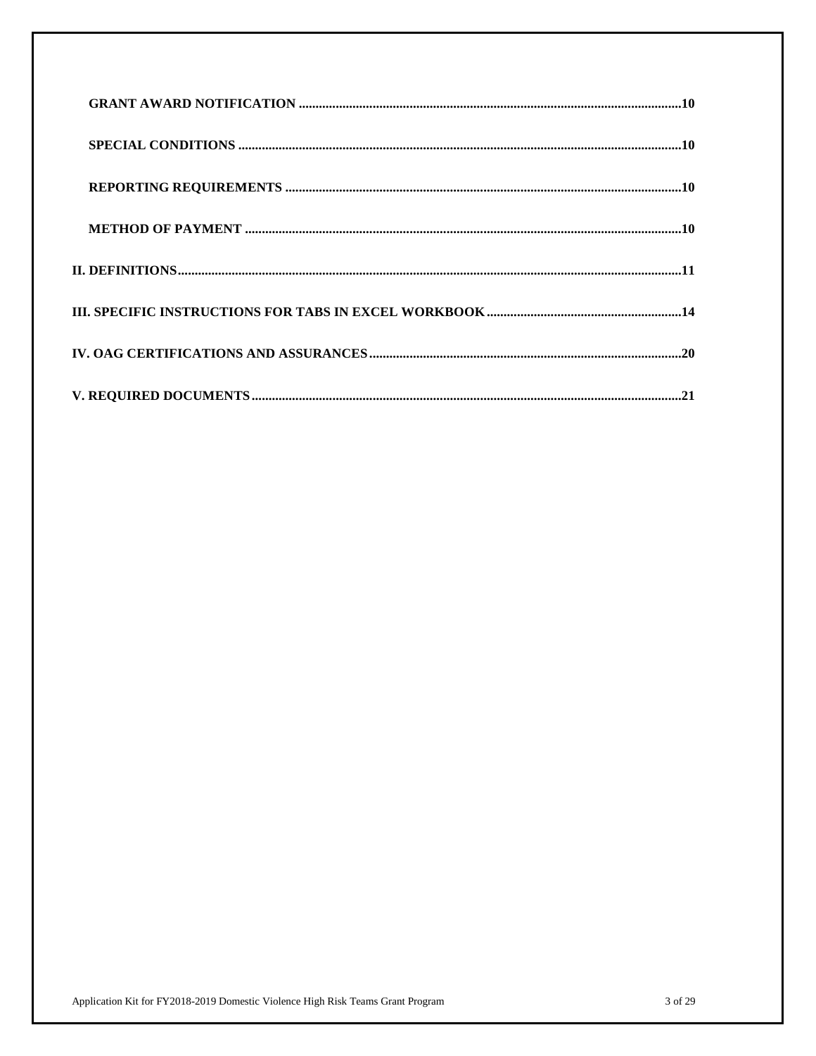**GRANT AWARD NOTIFICATION** ........................................................................................................10

**SPECIAL CONDITIONS** ....................................................................................................................10

**REPORTING REQUIREMENTS** .......................................................................................................10

**METHOD OF PAYMENT** ..................................................................................................................10

**II. DEFINITIONS** ...................................................................................................................................11

**III. SPECIFIC INSTRUCTIONS FOR TABS IN EXCEL WORKBOOK** .............................................14

**IV. OAG CERTIFICATIONS AND ASSURANCES** ................................................................................20

**V. REQUIRED DOCUMENTS** .................................................................................................................21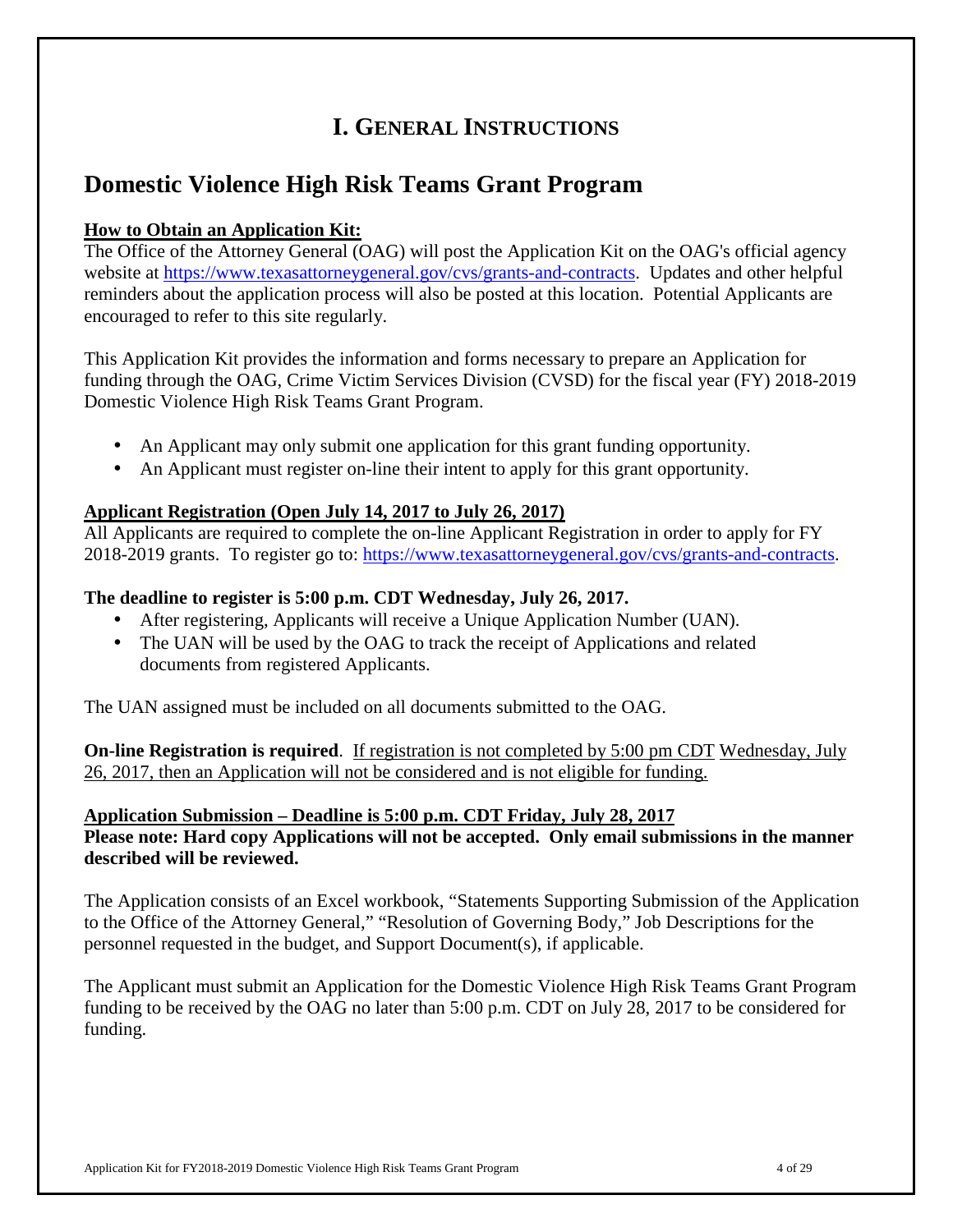# I. General Instructions

## Domestic Violence High Risk Teams Grant Program

**How to Obtain an Application Kit:**

The Office of the Attorney General (OAG) will post the Application Kit on the OAG's official agency website at https://www.texasattorneygeneral.gov/cvs/grants-and-contracts. Updates and other helpful reminders about the application process will also be posted at this location. Potential Applicants are encouraged to refer to this site regularly.

This Application Kit provides the information and forms necessary to prepare an Application for funding through the OAG, Crime Victim Services Division (CVSD) for the fiscal year (FY) 2018-2019 Domestic Violence High Risk Teams Grant Program.

- An Applicant may only submit one application for this grant funding opportunity.
- An Applicant must register on-line their intent to apply for this grant opportunity.

**Applicant Registration (Open July 14, 2017 to July 26, 2017)**

All Applicants are required to complete the on-line Applicant Registration in order to apply for FY 2018-2019 grants. To register go to: https://www.texasattorneygeneral.gov/cvs/grants-and-contracts.

**The deadline to register is 5:00 p.m. CDT Wednesday, July 26, 2017.**

- After registering, Applicants will receive a Unique Application Number (UAN).
- The UAN will be used by the OAG to track the receipt of Applications and related documents from registered Applicants.

The UAN assigned must be included on all documents submitted to the OAG.

**On-line Registration is required**. If registration is not completed by 5:00 pm CDT Wednesday, July 26, 2017, then an Application will not be considered and is not eligible for funding.

**Application Submission – Deadline is 5:00 p.m. CDT Friday, July 28, 2017**
**Please note: Hard copy Applications will not be accepted. Only email submissions in the manner described will be reviewed.**

The Application consists of an Excel workbook, "Statements Supporting Submission of the Application to the Office of the Attorney General," "Resolution of Governing Body," Job Descriptions for the personnel requested in the budget, and Support Document(s), if applicable.

The Applicant must submit an Application for the Domestic Violence High Risk Teams Grant Program funding to be received by the OAG no later than 5:00 p.m. CDT on July 28, 2017 to be considered for funding.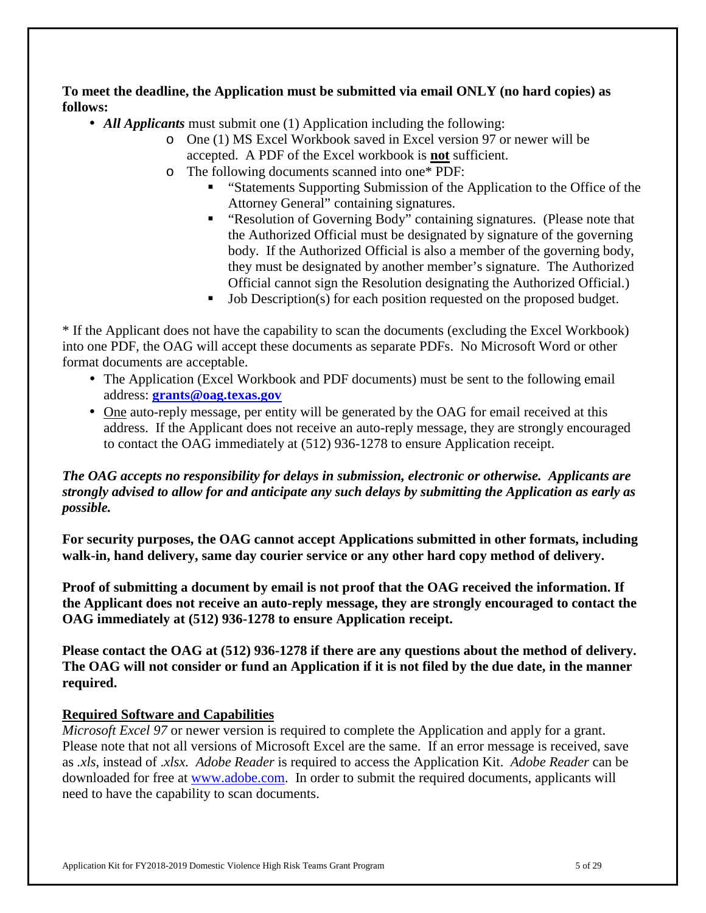**To meet the deadline, the Application must be submitted via email ONLY (no hard copies) as follows:**

- ***All Applicants*** must submit one (1) Application including the following:
  - One (1) MS Excel Workbook saved in Excel version 97 or newer will be accepted. A PDF of the Excel workbook is **not** sufficient.
  - The following documents scanned into one* PDF:
    - "Statements Supporting Submission of the Application to the Office of the Attorney General" containing signatures.
    - "Resolution of Governing Body" containing signatures. (Please note that the Authorized Official must be designated by signature of the governing body. If the Authorized Official is also a member of the governing body, they must be designated by another member's signature. The Authorized Official cannot sign the Resolution designating the Authorized Official.)
    - Job Description(s) for each position requested on the proposed budget.

* If the Applicant does not have the capability to scan the documents (excluding the Excel Workbook) into one PDF, the OAG will accept these documents as separate PDFs. No Microsoft Word or other format documents are acceptable.

- The Application (Excel Workbook and PDF documents) must be sent to the following email address: **grants@oag.texas.gov**
- One auto-reply message, per entity will be generated by the OAG for email received at this address. If the Applicant does not receive an auto-reply message, they are strongly encouraged to contact the OAG immediately at (512) 936-1278 to ensure Application receipt.

***The OAG accepts no responsibility for delays in submission, electronic or otherwise. Applicants are strongly advised to allow for and anticipate any such delays by submitting the Application as early as possible.***

**For security purposes, the OAG cannot accept Applications submitted in other formats, including walk-in, hand delivery, same day courier service or any other hard copy method of delivery.**

**Proof of submitting a document by email is not proof that the OAG received the information. If the Applicant does not receive an auto-reply message, they are strongly encouraged to contact the OAG immediately at (512) 936-1278 to ensure Application receipt.**

**Please contact the OAG at (512) 936-1278 if there are any questions about the method of delivery. The OAG will not consider or fund an Application if it is not filed by the due date, in the manner required.**

## Required Software and Capabilities

*Microsoft Excel 97* or newer version is required to complete the Application and apply for a grant. Please note that not all versions of Microsoft Excel are the same. If an error message is received, save as *.xls*, instead of *.xlsx. Adobe Reader* is required to access the Application Kit. *Adobe Reader* can be downloaded for free at www.adobe.com. In order to submit the required documents, applicants will need to have the capability to scan documents.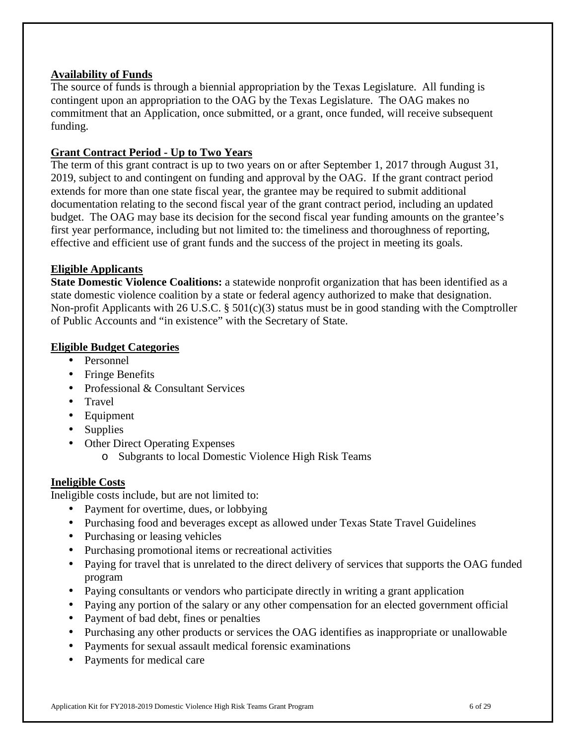**Availability of Funds**

The source of funds is through a biennial appropriation by the Texas Legislature. All funding is contingent upon an appropriation to the OAG by the Texas Legislature. The OAG makes no commitment that an Application, once submitted, or a grant, once funded, will receive subsequent funding.

**Grant Contract Period - Up to Two Years**

The term of this grant contract is up to two years on or after September 1, 2017 through August 31, 2019, subject to and contingent on funding and approval by the OAG. If the grant contract period extends for more than one state fiscal year, the grantee may be required to submit additional documentation relating to the second fiscal year of the grant contract period, including an updated budget. The OAG may base its decision for the second fiscal year funding amounts on the grantee's first year performance, including but not limited to: the timeliness and thoroughness of reporting, effective and efficient use of grant funds and the success of the project in meeting its goals.

**Eligible Applicants**

**State Domestic Violence Coalitions:** a statewide nonprofit organization that has been identified as a state domestic violence coalition by a state or federal agency authorized to make that designation. Non-profit Applicants with 26 U.S.C. § 501(c)(3) status must be in good standing with the Comptroller of Public Accounts and "in existence" with the Secretary of State.

**Eligible Budget Categories**

- Personnel
- Fringe Benefits
- Professional & Consultant Services
- Travel
- Equipment
- Supplies
- Other Direct Operating Expenses
  - Subgrants to local Domestic Violence High Risk Teams

**Ineligible Costs**

Ineligible costs include, but are not limited to:

- Payment for overtime, dues, or lobbying
- Purchasing food and beverages except as allowed under Texas State Travel Guidelines
- Purchasing or leasing vehicles
- Purchasing promotional items or recreational activities
- Paying for travel that is unrelated to the direct delivery of services that supports the OAG funded program
- Paying consultants or vendors who participate directly in writing a grant application
- Paying any portion of the salary or any other compensation for an elected government official
- Payment of bad debt, fines or penalties
- Purchasing any other products or services the OAG identifies as inappropriate or unallowable
- Payments for sexual assault medical forensic examinations
- Payments for medical care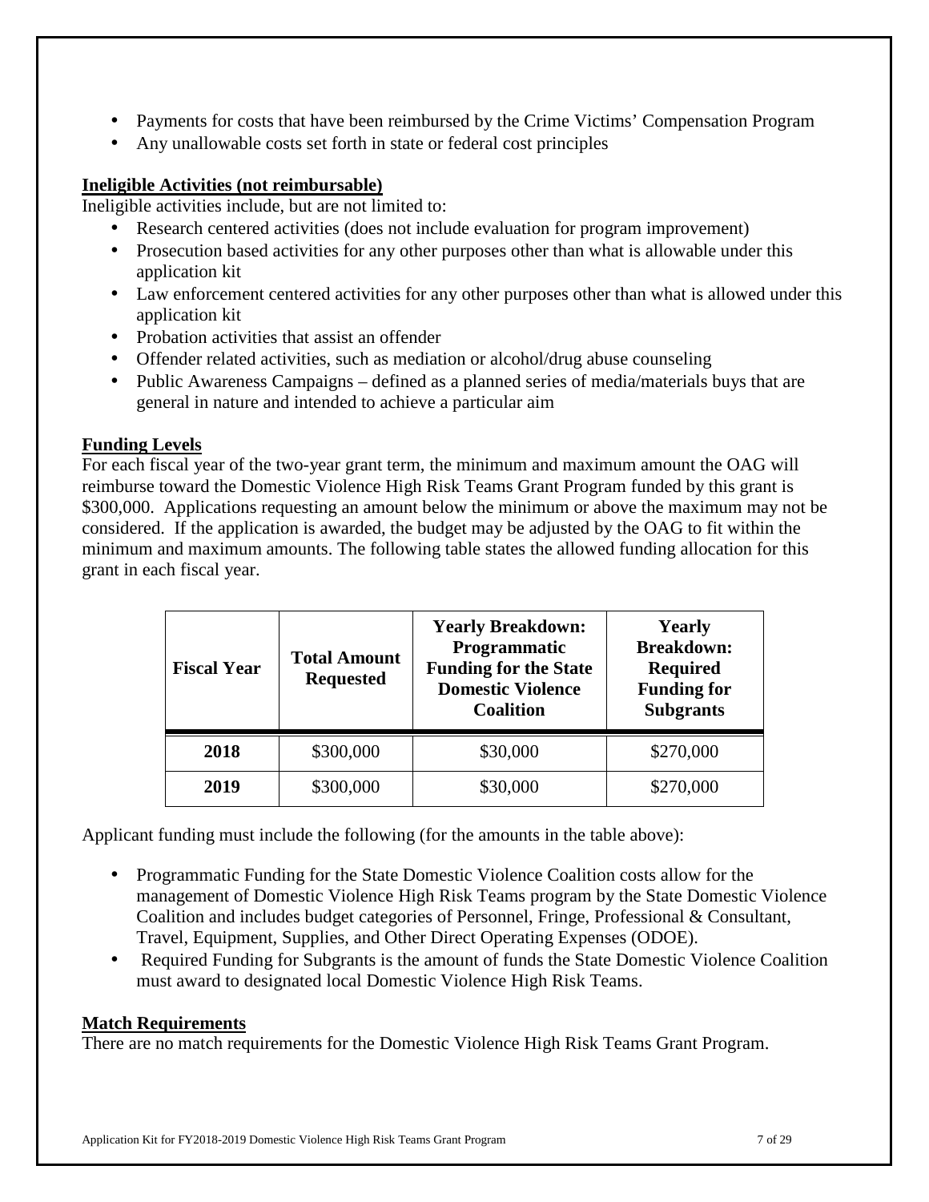- Payments for costs that have been reimbursed by the Crime Victims' Compensation Program
- Any unallowable costs set forth in state or federal cost principles

**Ineligible Activities (not reimbursable)**

Ineligible activities include, but are not limited to:

- Research centered activities (does not include evaluation for program improvement)
- Prosecution based activities for any other purposes other than what is allowable under this application kit
- Law enforcement centered activities for any other purposes other than what is allowed under this application kit
- Probation activities that assist an offender
- Offender related activities, such as mediation or alcohol/drug abuse counseling
- Public Awareness Campaigns – defined as a planned series of media/materials buys that are general in nature and intended to achieve a particular aim

**Funding Levels**

For each fiscal year of the two-year grant term, the minimum and maximum amount the OAG will reimburse toward the Domestic Violence High Risk Teams Grant Program funded by this grant is $300,000. Applications requesting an amount below the minimum or above the maximum may not be considered. If the application is awarded, the budget may be adjusted by the OAG to fit within the minimum and maximum amounts. The following table states the allowed funding allocation for this grant in each fiscal year.

| Fiscal Year | Total Amount Requested | Yearly Breakdown: Programmatic Funding for the State Domestic Violence Coalition | Yearly Breakdown: Required Funding for Subgrants |
|---|---|---|---|
| 2018 | $300,000 | $30,000 | $270,000 |
| 2019 | $300,000 | $30,000 | $270,000 |

Applicant funding must include the following (for the amounts in the table above):

- Programmatic Funding for the State Domestic Violence Coalition costs allow for the management of Domestic Violence High Risk Teams program by the State Domestic Violence Coalition and includes budget categories of Personnel, Fringe, Professional & Consultant, Travel, Equipment, Supplies, and Other Direct Operating Expenses (ODOE).
- Required Funding for Subgrants is the amount of funds the State Domestic Violence Coalition must award to designated local Domestic Violence High Risk Teams.

**Match Requirements**

There are no match requirements for the Domestic Violence High Risk Teams Grant Program.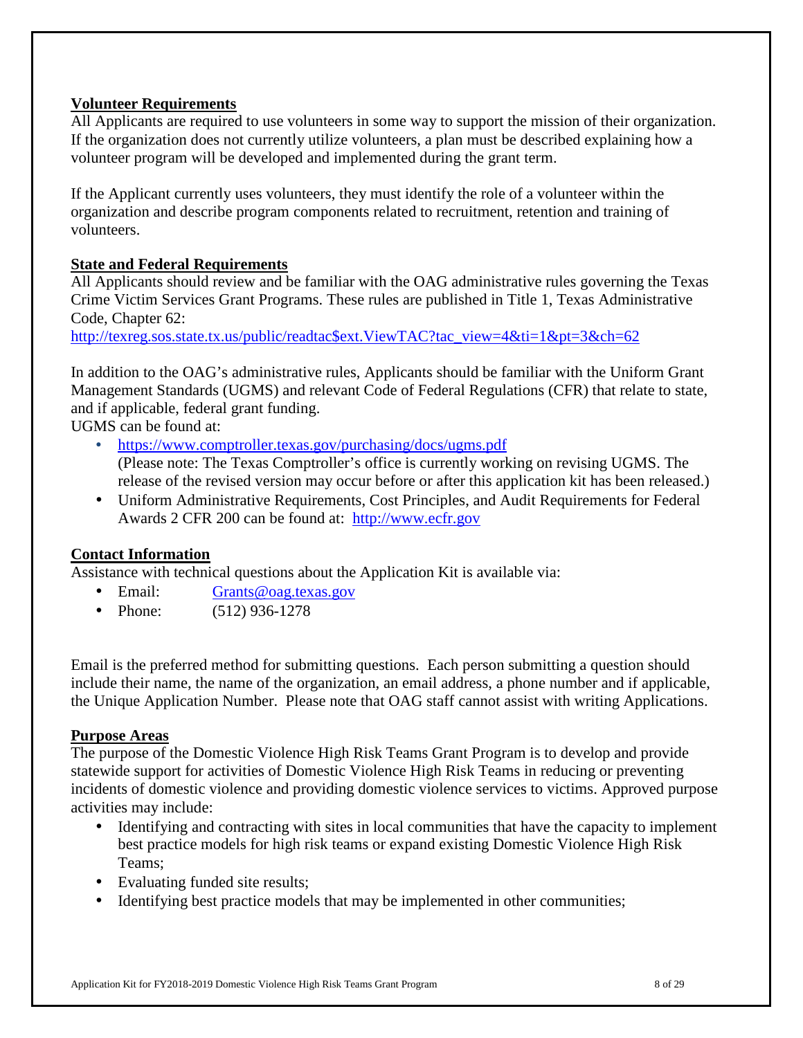## Volunteer Requirements

All Applicants are required to use volunteers in some way to support the mission of their organization. If the organization does not currently utilize volunteers, a plan must be described explaining how a volunteer program will be developed and implemented during the grant term.

If the Applicant currently uses volunteers, they must identify the role of a volunteer within the organization and describe program components related to recruitment, retention and training of volunteers.

## State and Federal Requirements

All Applicants should review and be familiar with the OAG administrative rules governing the Texas Crime Victim Services Grant Programs. These rules are published in Title 1, Texas Administrative Code, Chapter 62:
http://texreg.sos.state.tx.us/public/readtac$ext.ViewTAC?tac_view=4&ti=1&pt=3&ch=62

In addition to the OAG's administrative rules, Applicants should be familiar with the Uniform Grant Management Standards (UGMS) and relevant Code of Federal Regulations (CFR) that relate to state, and if applicable, federal grant funding.
UGMS can be found at:

- https://www.comptroller.texas.gov/purchasing/docs/ugms.pdf
  (Please note: The Texas Comptroller's office is currently working on revising UGMS. The release of the revised version may occur before or after this application kit has been released.)
- Uniform Administrative Requirements, Cost Principles, and Audit Requirements for Federal Awards 2 CFR 200 can be found at: http://www.ecfr.gov

## Contact Information

Assistance with technical questions about the Application Kit is available via:

- Email: Grants@oag.texas.gov
- Phone: (512) 936-1278

Email is the preferred method for submitting questions. Each person submitting a question should include their name, the name of the organization, an email address, a phone number and if applicable, the Unique Application Number. Please note that OAG staff cannot assist with writing Applications.

## Purpose Areas

The purpose of the Domestic Violence High Risk Teams Grant Program is to develop and provide statewide support for activities of Domestic Violence High Risk Teams in reducing or preventing incidents of domestic violence and providing domestic violence services to victims. Approved purpose activities may include:

- Identifying and contracting with sites in local communities that have the capacity to implement best practice models for high risk teams or expand existing Domestic Violence High Risk Teams;
- Evaluating funded site results;
- Identifying best practice models that may be implemented in other communities;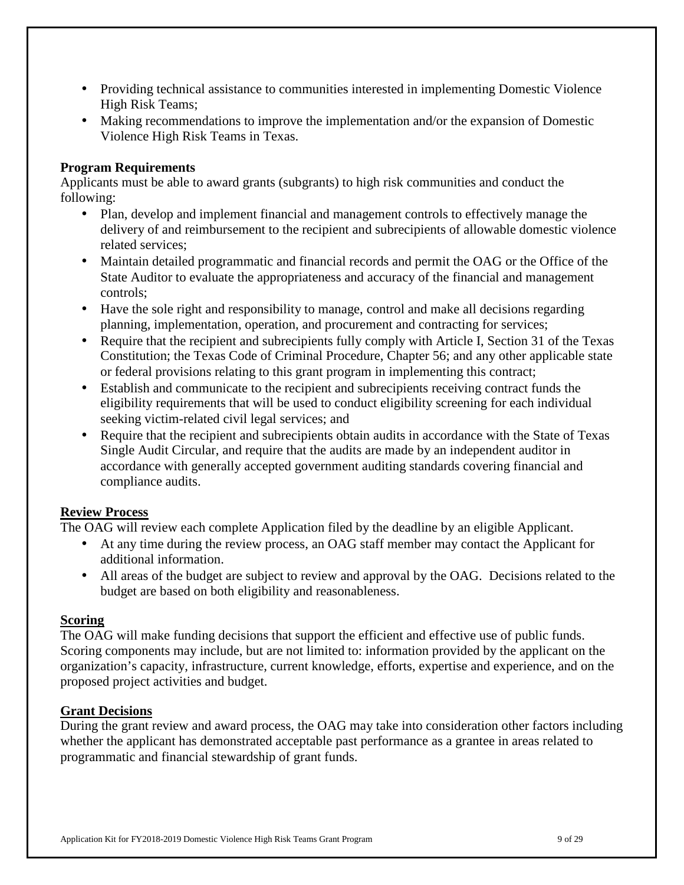- Providing technical assistance to communities interested in implementing Domestic Violence High Risk Teams;
- Making recommendations to improve the implementation and/or the expansion of Domestic Violence High Risk Teams in Texas.

**Program Requirements**

Applicants must be able to award grants (subgrants) to high risk communities and conduct the following:

- Plan, develop and implement financial and management controls to effectively manage the delivery of and reimbursement to the recipient and subrecipients of allowable domestic violence related services;
- Maintain detailed programmatic and financial records and permit the OAG or the Office of the State Auditor to evaluate the appropriateness and accuracy of the financial and management controls;
- Have the sole right and responsibility to manage, control and make all decisions regarding planning, implementation, operation, and procurement and contracting for services;
- Require that the recipient and subrecipients fully comply with Article I, Section 31 of the Texas Constitution; the Texas Code of Criminal Procedure, Chapter 56; and any other applicable state or federal provisions relating to this grant program in implementing this contract;
- Establish and communicate to the recipient and subrecipients receiving contract funds the eligibility requirements that will be used to conduct eligibility screening for each individual seeking victim-related civil legal services; and
- Require that the recipient and subrecipients obtain audits in accordance with the State of Texas Single Audit Circular, and require that the audits are made by an independent auditor in accordance with generally accepted government auditing standards covering financial and compliance audits.

**Review Process**

The OAG will review each complete Application filed by the deadline by an eligible Applicant.

- At any time during the review process, an OAG staff member may contact the Applicant for additional information.
- All areas of the budget are subject to review and approval by the OAG. Decisions related to the budget are based on both eligibility and reasonableness.

**Scoring**

The OAG will make funding decisions that support the efficient and effective use of public funds. Scoring components may include, but are not limited to: information provided by the applicant on the organization's capacity, infrastructure, current knowledge, efforts, expertise and experience, and on the proposed project activities and budget.

**Grant Decisions**

During the grant review and award process, the OAG may take into consideration other factors including whether the applicant has demonstrated acceptable past performance as a grantee in areas related to programmatic and financial stewardship of grant funds.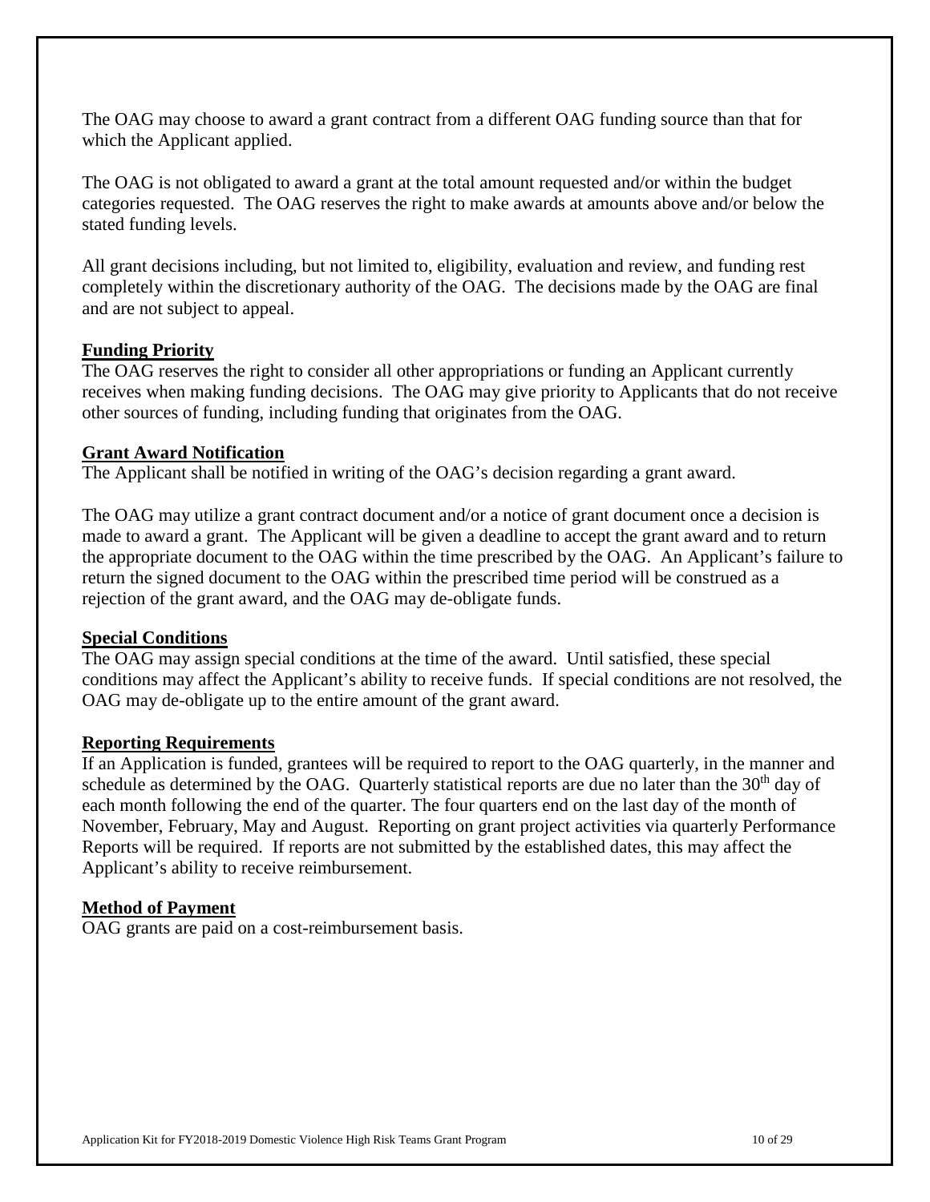The OAG may choose to award a grant contract from a different OAG funding source than that for which the Applicant applied.

The OAG is not obligated to award a grant at the total amount requested and/or within the budget categories requested. The OAG reserves the right to make awards at amounts above and/or below the stated funding levels.

All grant decisions including, but not limited to, eligibility, evaluation and review, and funding rest completely within the discretionary authority of the OAG. The decisions made by the OAG are final and are not subject to appeal.

**Funding Priority**

The OAG reserves the right to consider all other appropriations or funding an Applicant currently receives when making funding decisions. The OAG may give priority to Applicants that do not receive other sources of funding, including funding that originates from the OAG.

**Grant Award Notification**

The Applicant shall be notified in writing of the OAG's decision regarding a grant award.

The OAG may utilize a grant contract document and/or a notice of grant document once a decision is made to award a grant. The Applicant will be given a deadline to accept the grant award and to return the appropriate document to the OAG within the time prescribed by the OAG. An Applicant's failure to return the signed document to the OAG within the prescribed time period will be construed as a rejection of the grant award, and the OAG may de-obligate funds.

**Special Conditions**

The OAG may assign special conditions at the time of the award. Until satisfied, these special conditions may affect the Applicant's ability to receive funds. If special conditions are not resolved, the OAG may de-obligate up to the entire amount of the grant award.

**Reporting Requirements**

If an Application is funded, grantees will be required to report to the OAG quarterly, in the manner and schedule as determined by the OAG. Quarterly statistical reports are due no later than the 30th day of each month following the end of the quarter. The four quarters end on the last day of the month of November, February, May and August. Reporting on grant project activities via quarterly Performance Reports will be required. If reports are not submitted by the established dates, this may affect the Applicant's ability to receive reimbursement.

**Method of Payment**

OAG grants are paid on a cost-reimbursement basis.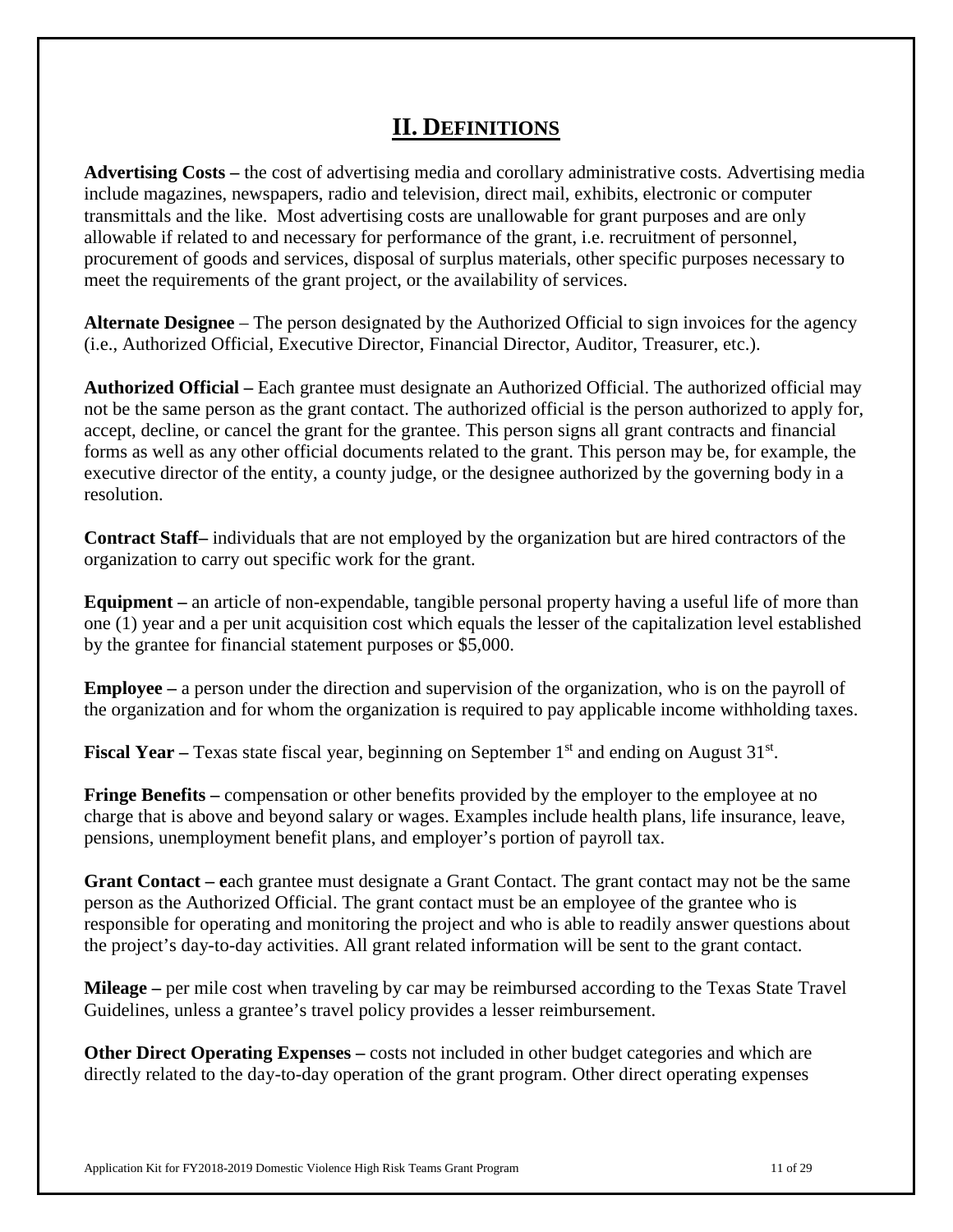## II. DEFINITIONS

**Advertising Costs –** the cost of advertising media and corollary administrative costs. Advertising media include magazines, newspapers, radio and television, direct mail, exhibits, electronic or computer transmittals and the like. Most advertising costs are unallowable for grant purposes and are only allowable if related to and necessary for performance of the grant, i.e. recruitment of personnel, procurement of goods and services, disposal of surplus materials, other specific purposes necessary to meet the requirements of the grant project, or the availability of services.

**Alternate Designee** – The person designated by the Authorized Official to sign invoices for the agency (i.e., Authorized Official, Executive Director, Financial Director, Auditor, Treasurer, etc.).

**Authorized Official –** Each grantee must designate an Authorized Official. The authorized official may not be the same person as the grant contact. The authorized official is the person authorized to apply for, accept, decline, or cancel the grant for the grantee. This person signs all grant contracts and financial forms as well as any other official documents related to the grant. This person may be, for example, the executive director of the entity, a county judge, or the designee authorized by the governing body in a resolution.

**Contract Staff–** individuals that are not employed by the organization but are hired contractors of the organization to carry out specific work for the grant.

**Equipment –** an article of non-expendable, tangible personal property having a useful life of more than one (1) year and a per unit acquisition cost which equals the lesser of the capitalization level established by the grantee for financial statement purposes or $5,000.

**Employee –** a person under the direction and supervision of the organization, who is on the payroll of the organization and for whom the organization is required to pay applicable income withholding taxes.

**Fiscal Year –** Texas state fiscal year, beginning on September 1st and ending on August 31st.

**Fringe Benefits –** compensation or other benefits provided by the employer to the employee at no charge that is above and beyond salary or wages. Examples include health plans, life insurance, leave, pensions, unemployment benefit plans, and employer's portion of payroll tax.

**Grant Contact – e**ach grantee must designate a Grant Contact. The grant contact may not be the same person as the Authorized Official. The grant contact must be an employee of the grantee who is responsible for operating and monitoring the project and who is able to readily answer questions about the project's day-to-day activities. All grant related information will be sent to the grant contact.

**Mileage –** per mile cost when traveling by car may be reimbursed according to the Texas State Travel Guidelines, unless a grantee's travel policy provides a lesser reimbursement.

**Other Direct Operating Expenses –** costs not included in other budget categories and which are directly related to the day-to-day operation of the grant program. Other direct operating expenses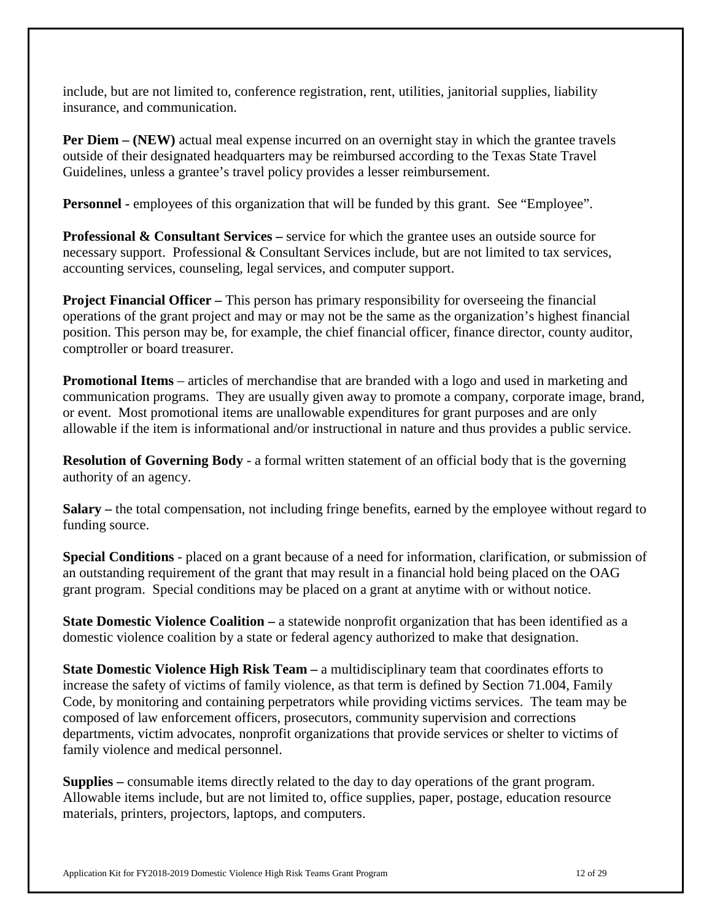include, but are not limited to, conference registration, rent, utilities, janitorial supplies, liability insurance, and communication.

**Per Diem – (NEW)** actual meal expense incurred on an overnight stay in which the grantee travels outside of their designated headquarters may be reimbursed according to the Texas State Travel Guidelines, unless a grantee's travel policy provides a lesser reimbursement.

**Personnel -** employees of this organization that will be funded by this grant. See "Employee".

**Professional & Consultant Services –** service for which the grantee uses an outside source for necessary support. Professional & Consultant Services include, but are not limited to tax services, accounting services, counseling, legal services, and computer support.

**Project Financial Officer –** This person has primary responsibility for overseeing the financial operations of the grant project and may or may not be the same as the organization's highest financial position. This person may be, for example, the chief financial officer, finance director, county auditor, comptroller or board treasurer.

**Promotional Items** – articles of merchandise that are branded with a logo and used in marketing and communication programs. They are usually given away to promote a company, corporate image, brand, or event. Most promotional items are unallowable expenditures for grant purposes and are only allowable if the item is informational and/or instructional in nature and thus provides a public service.

**Resolution of Governing Body** - a formal written statement of an official body that is the governing authority of an agency.

**Salary –** the total compensation, not including fringe benefits, earned by the employee without regard to funding source.

**Special Conditions** - placed on a grant because of a need for information, clarification, or submission of an outstanding requirement of the grant that may result in a financial hold being placed on the OAG grant program. Special conditions may be placed on a grant at anytime with or without notice.

**State Domestic Violence Coalition –** a statewide nonprofit organization that has been identified as a domestic violence coalition by a state or federal agency authorized to make that designation.

**State Domestic Violence High Risk Team –** a multidisciplinary team that coordinates efforts to increase the safety of victims of family violence, as that term is defined by Section 71.004, Family Code, by monitoring and containing perpetrators while providing victims services. The team may be composed of law enforcement officers, prosecutors, community supervision and corrections departments, victim advocates, nonprofit organizations that provide services or shelter to victims of family violence and medical personnel.

**Supplies –** consumable items directly related to the day to day operations of the grant program. Allowable items include, but are not limited to, office supplies, paper, postage, education resource materials, printers, projectors, laptops, and computers.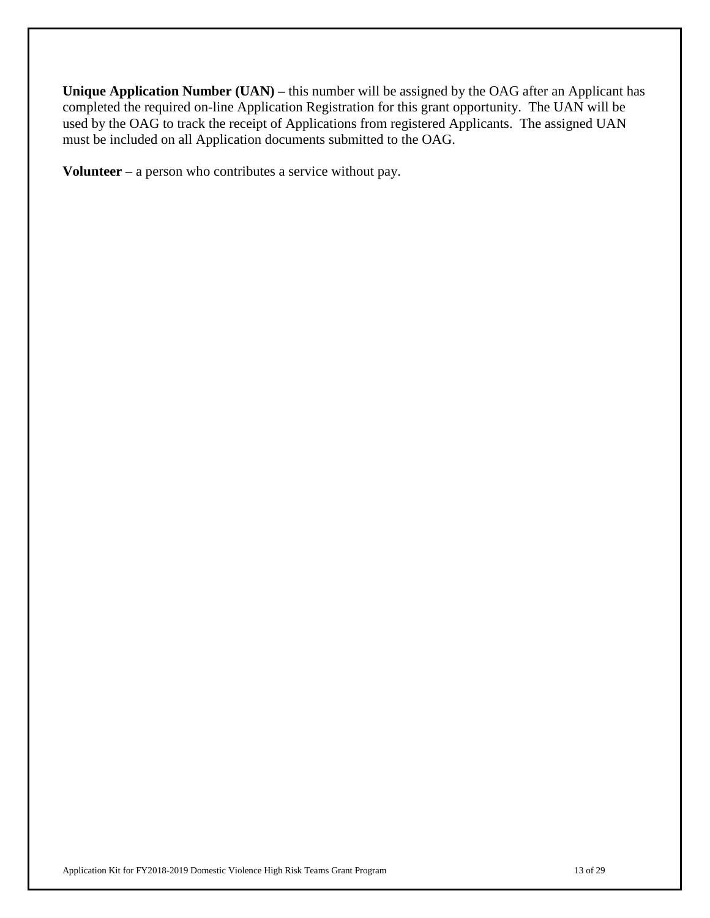**Unique Application Number (UAN) –** this number will be assigned by the OAG after an Applicant has completed the required on-line Application Registration for this grant opportunity. The UAN will be used by the OAG to track the receipt of Applications from registered Applicants. The assigned UAN must be included on all Application documents submitted to the OAG.

**Volunteer** – a person who contributes a service without pay.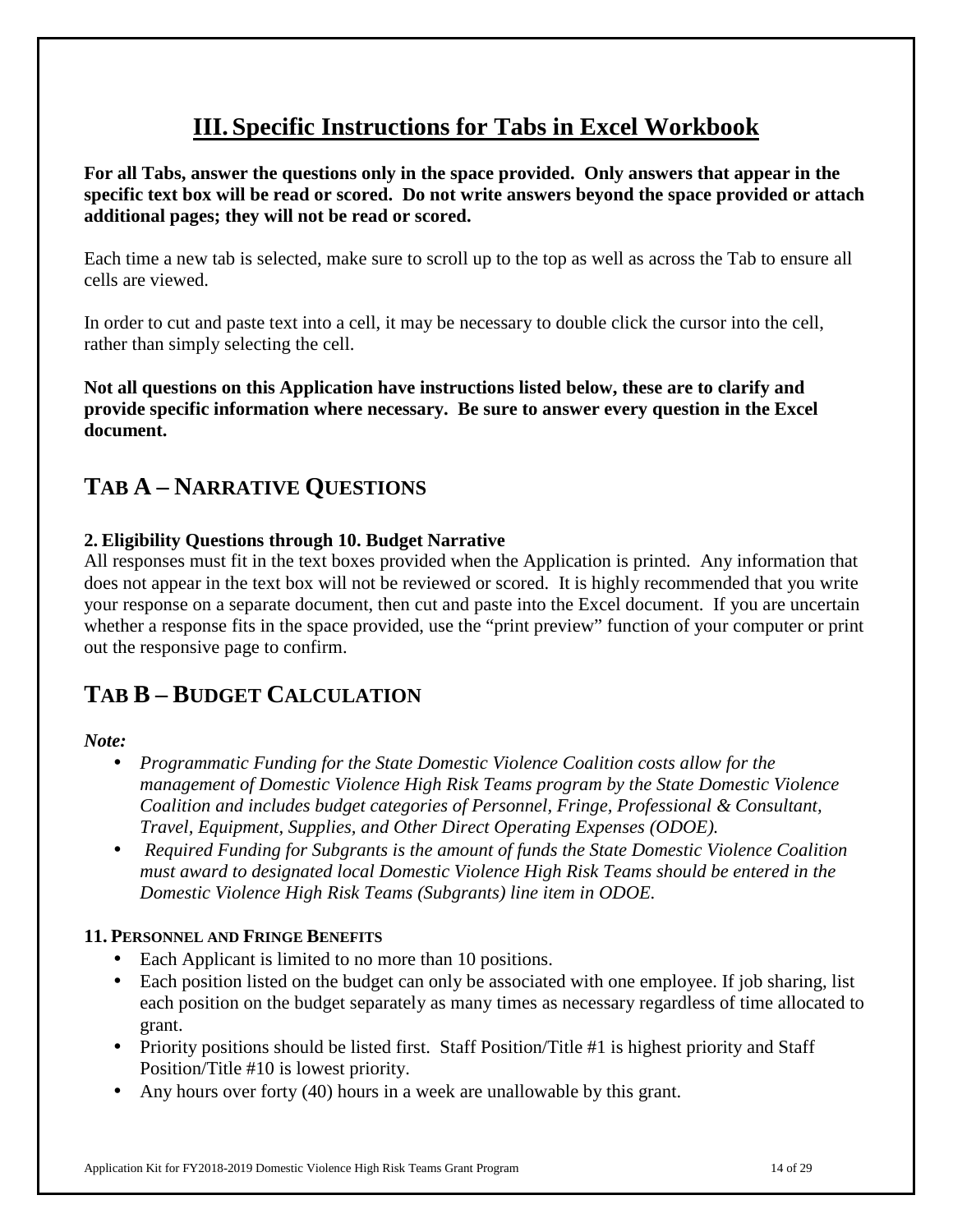# III. Specific Instructions for Tabs in Excel Workbook

**For all Tabs, answer the questions only in the space provided. Only answers that appear in the specific text box will be read or scored. Do not write answers beyond the space provided or attach additional pages; they will not be read or scored.**

Each time a new tab is selected, make sure to scroll up to the top as well as across the Tab to ensure all cells are viewed.

In order to cut and paste text into a cell, it may be necessary to double click the cursor into the cell, rather than simply selecting the cell.

**Not all questions on this Application have instructions listed below, these are to clarify and provide specific information where necessary. Be sure to answer every question in the Excel document.**

## TAB A – NARRATIVE QUESTIONS

### 2. Eligibility Questions through 10. Budget Narrative

All responses must fit in the text boxes provided when the Application is printed. Any information that does not appear in the text box will not be reviewed or scored. It is highly recommended that you write your response on a separate document, then cut and paste into the Excel document. If you are uncertain whether a response fits in the space provided, use the "print preview" function of your computer or print out the responsive page to confirm.

## TAB B – BUDGET CALCULATION

***Note:***

- *Programmatic Funding for the State Domestic Violence Coalition costs allow for the management of Domestic Violence High Risk Teams program by the State Domestic Violence Coalition and includes budget categories of Personnel, Fringe, Professional & Consultant, Travel, Equipment, Supplies, and Other Direct Operating Expenses (ODOE).*
- *Required Funding for Subgrants is the amount of funds the State Domestic Violence Coalition must award to designated local Domestic Violence High Risk Teams should be entered in the Domestic Violence High Risk Teams (Subgrants) line item in ODOE.*

### 11. PERSONNEL AND FRINGE BENEFITS

- Each Applicant is limited to no more than 10 positions.
- Each position listed on the budget can only be associated with one employee. If job sharing, list each position on the budget separately as many times as necessary regardless of time allocated to grant.
- Priority positions should be listed first. Staff Position/Title #1 is highest priority and Staff Position/Title #10 is lowest priority.
- Any hours over forty (40) hours in a week are unallowable by this grant.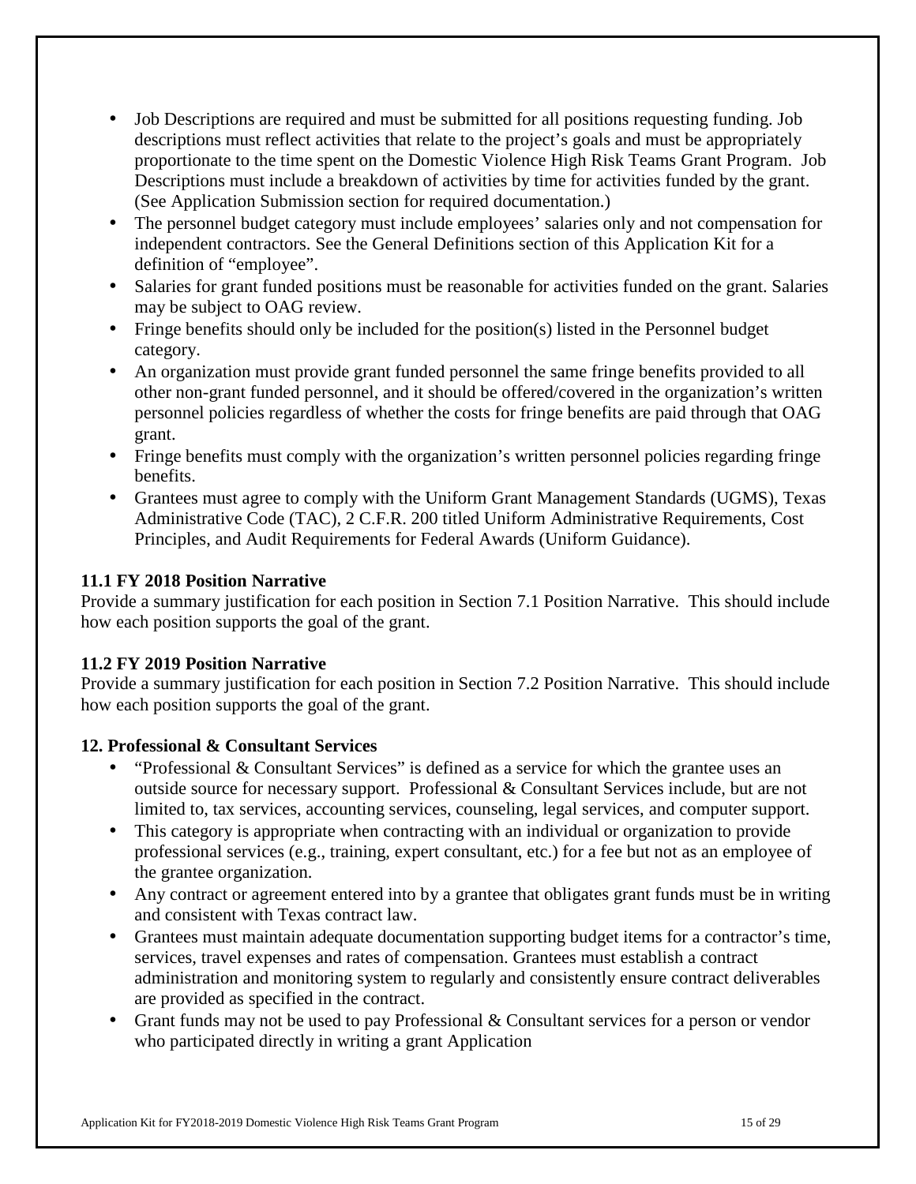- Job Descriptions are required and must be submitted for all positions requesting funding. Job descriptions must reflect activities that relate to the project's goals and must be appropriately proportionate to the time spent on the Domestic Violence High Risk Teams Grant Program. Job Descriptions must include a breakdown of activities by time for activities funded by the grant. (See Application Submission section for required documentation.)
- The personnel budget category must include employees' salaries only and not compensation for independent contractors. See the General Definitions section of this Application Kit for a definition of "employee".
- Salaries for grant funded positions must be reasonable for activities funded on the grant. Salaries may be subject to OAG review.
- Fringe benefits should only be included for the position(s) listed in the Personnel budget category.
- An organization must provide grant funded personnel the same fringe benefits provided to all other non-grant funded personnel, and it should be offered/covered in the organization's written personnel policies regardless of whether the costs for fringe benefits are paid through that OAG grant.
- Fringe benefits must comply with the organization's written personnel policies regarding fringe benefits.
- Grantees must agree to comply with the Uniform Grant Management Standards (UGMS), Texas Administrative Code (TAC), 2 C.F.R. 200 titled Uniform Administrative Requirements, Cost Principles, and Audit Requirements for Federal Awards (Uniform Guidance).

**11.1 FY 2018 Position Narrative**

Provide a summary justification for each position in Section 7.1 Position Narrative. This should include how each position supports the goal of the grant.

**11.2 FY 2019 Position Narrative**

Provide a summary justification for each position in Section 7.2 Position Narrative. This should include how each position supports the goal of the grant.

**12. Professional & Consultant Services**

- "Professional & Consultant Services" is defined as a service for which the grantee uses an outside source for necessary support. Professional & Consultant Services include, but are not limited to, tax services, accounting services, counseling, legal services, and computer support.
- This category is appropriate when contracting with an individual or organization to provide professional services (e.g., training, expert consultant, etc.) for a fee but not as an employee of the grantee organization.
- Any contract or agreement entered into by a grantee that obligates grant funds must be in writing and consistent with Texas contract law.
- Grantees must maintain adequate documentation supporting budget items for a contractor's time, services, travel expenses and rates of compensation. Grantees must establish a contract administration and monitoring system to regularly and consistently ensure contract deliverables are provided as specified in the contract.
- Grant funds may not be used to pay Professional & Consultant services for a person or vendor who participated directly in writing a grant Application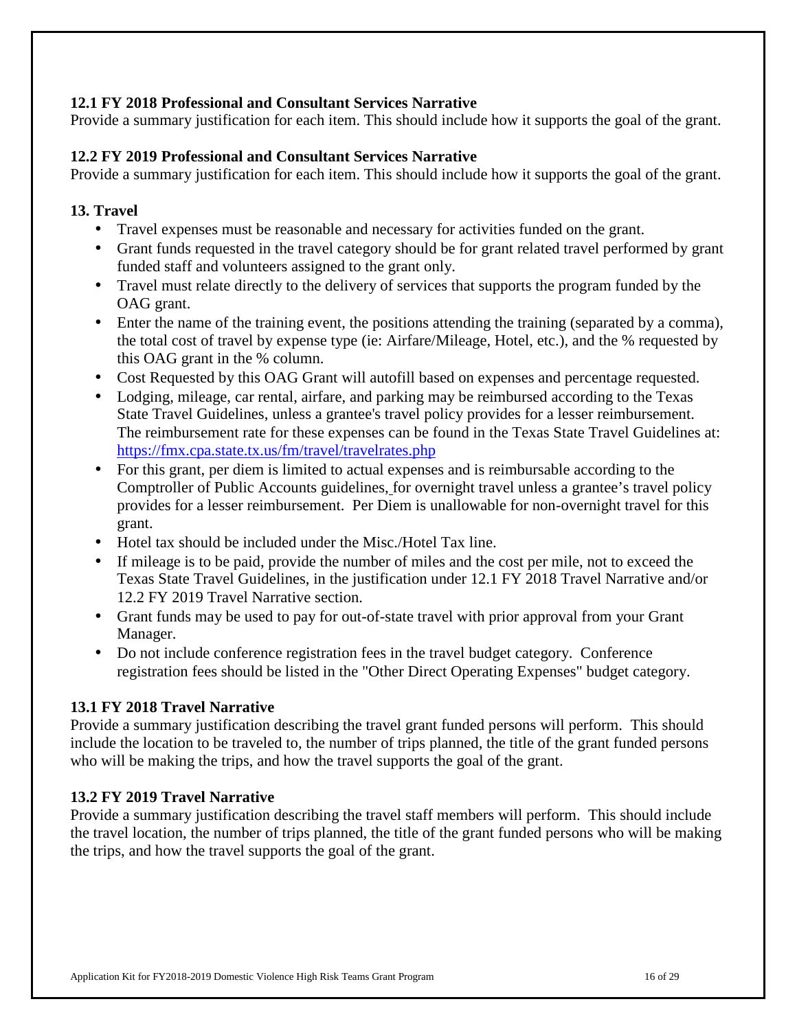**12.1 FY 2018 Professional and Consultant Services Narrative**

Provide a summary justification for each item. This should include how it supports the goal of the grant.

**12.2 FY 2019 Professional and Consultant Services Narrative**

Provide a summary justification for each item. This should include how it supports the goal of the grant.

**13. Travel**

- Travel expenses must be reasonable and necessary for activities funded on the grant.
- Grant funds requested in the travel category should be for grant related travel performed by grant funded staff and volunteers assigned to the grant only.
- Travel must relate directly to the delivery of services that supports the program funded by the OAG grant.
- Enter the name of the training event, the positions attending the training (separated by a comma), the total cost of travel by expense type (ie: Airfare/Mileage, Hotel, etc.), and the % requested by this OAG grant in the % column.
- Cost Requested by this OAG Grant will autofill based on expenses and percentage requested.
- Lodging, mileage, car rental, airfare, and parking may be reimbursed according to the Texas State Travel Guidelines, unless a grantee's travel policy provides for a lesser reimbursement. The reimbursement rate for these expenses can be found in the Texas State Travel Guidelines at: https://fmx.cpa.state.tx.us/fm/travel/travelrates.php
- For this grant, per diem is limited to actual expenses and is reimbursable according to the Comptroller of Public Accounts guidelines, for overnight travel unless a grantee's travel policy provides for a lesser reimbursement. Per Diem is unallowable for non-overnight travel for this grant.
- Hotel tax should be included under the Misc./Hotel Tax line.
- If mileage is to be paid, provide the number of miles and the cost per mile, not to exceed the Texas State Travel Guidelines, in the justification under 12.1 FY 2018 Travel Narrative and/or 12.2 FY 2019 Travel Narrative section.
- Grant funds may be used to pay for out-of-state travel with prior approval from your Grant Manager.
- Do not include conference registration fees in the travel budget category. Conference registration fees should be listed in the "Other Direct Operating Expenses" budget category.

**13.1 FY 2018 Travel Narrative**

Provide a summary justification describing the travel grant funded persons will perform. This should include the location to be traveled to, the number of trips planned, the title of the grant funded persons who will be making the trips, and how the travel supports the goal of the grant.

**13.2 FY 2019 Travel Narrative**

Provide a summary justification describing the travel staff members will perform. This should include the travel location, the number of trips planned, the title of the grant funded persons who will be making the trips, and how the travel supports the goal of the grant.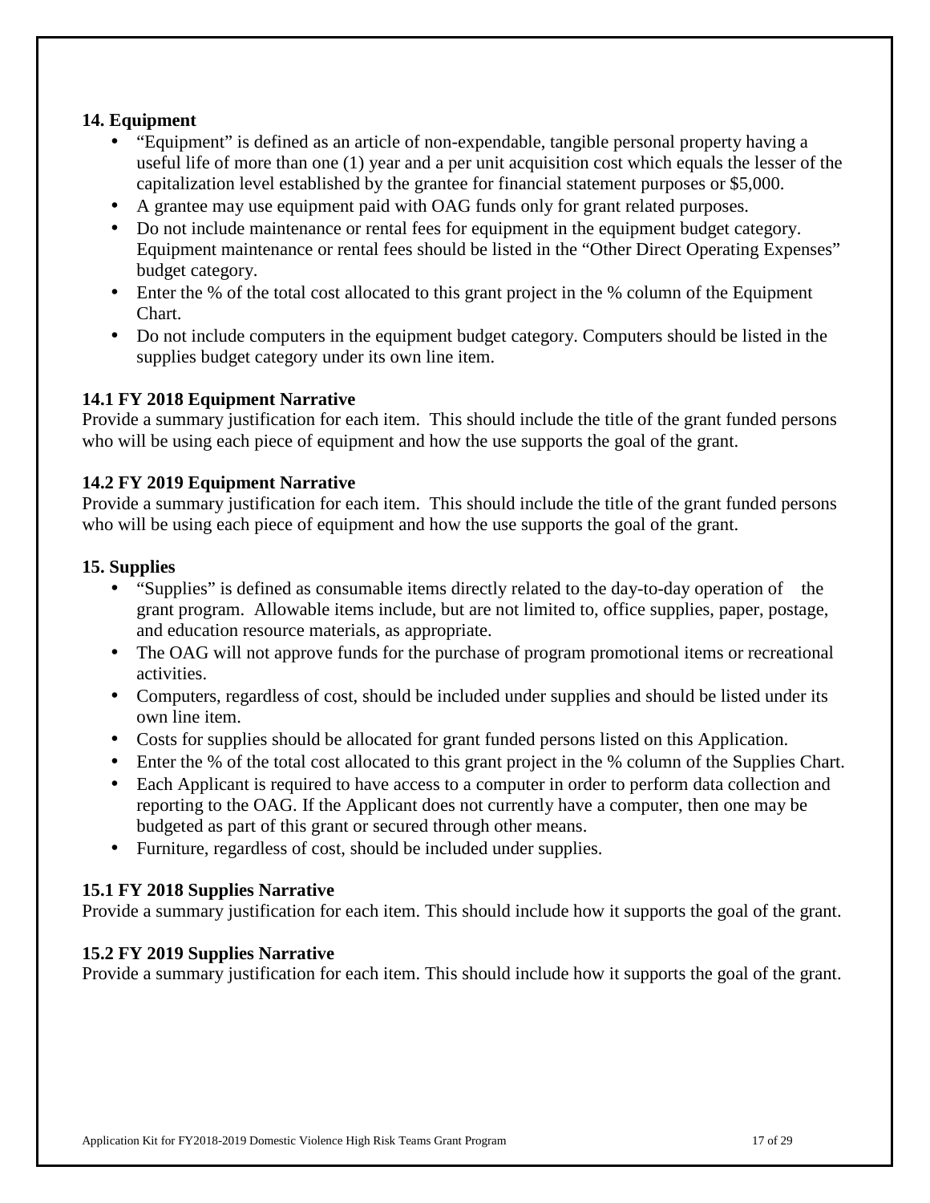**14. Equipment**

- "Equipment" is defined as an article of non-expendable, tangible personal property having a useful life of more than one (1) year and a per unit acquisition cost which equals the lesser of the capitalization level established by the grantee for financial statement purposes or $5,000.
- A grantee may use equipment paid with OAG funds only for grant related purposes.
- Do not include maintenance or rental fees for equipment in the equipment budget category. Equipment maintenance or rental fees should be listed in the "Other Direct Operating Expenses" budget category.
- Enter the % of the total cost allocated to this grant project in the % column of the Equipment Chart.
- Do not include computers in the equipment budget category. Computers should be listed in the supplies budget category under its own line item.

**14.1 FY 2018 Equipment Narrative**

Provide a summary justification for each item. This should include the title of the grant funded persons who will be using each piece of equipment and how the use supports the goal of the grant.

**14.2 FY 2019 Equipment Narrative**

Provide a summary justification for each item. This should include the title of the grant funded persons who will be using each piece of equipment and how the use supports the goal of the grant.

**15. Supplies**

- "Supplies" is defined as consumable items directly related to the day-to-day operation of the grant program. Allowable items include, but are not limited to, office supplies, paper, postage, and education resource materials, as appropriate.
- The OAG will not approve funds for the purchase of program promotional items or recreational activities.
- Computers, regardless of cost, should be included under supplies and should be listed under its own line item.
- Costs for supplies should be allocated for grant funded persons listed on this Application.
- Enter the % of the total cost allocated to this grant project in the % column of the Supplies Chart.
- Each Applicant is required to have access to a computer in order to perform data collection and reporting to the OAG. If the Applicant does not currently have a computer, then one may be budgeted as part of this grant or secured through other means.
- Furniture, regardless of cost, should be included under supplies.

**15.1 FY 2018 Supplies Narrative**

Provide a summary justification for each item. This should include how it supports the goal of the grant.

**15.2 FY 2019 Supplies Narrative**

Provide a summary justification for each item. This should include how it supports the goal of the grant.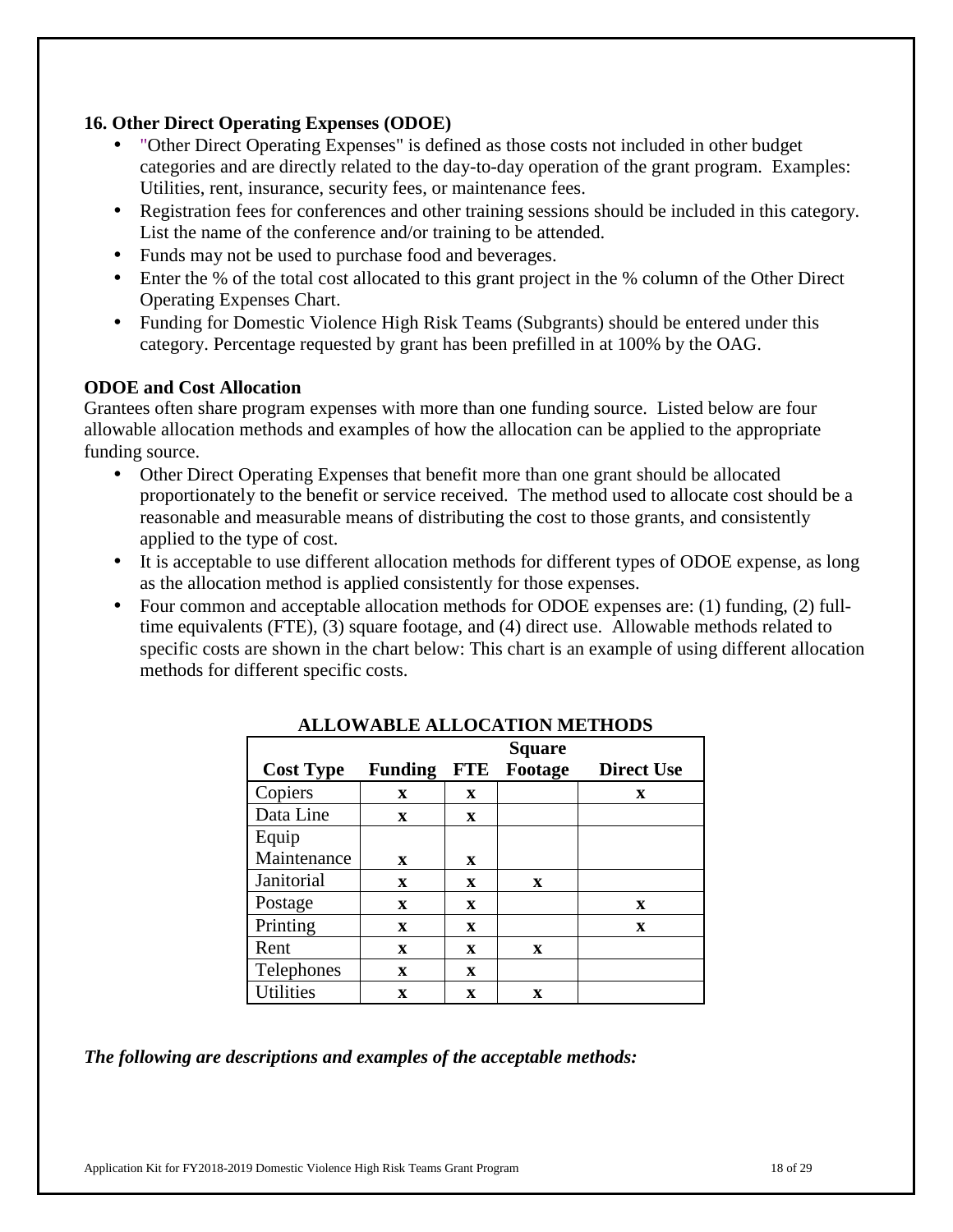**16. Other Direct Operating Expenses (ODOE)**

- "Other Direct Operating Expenses" is defined as those costs not included in other budget categories and are directly related to the day-to-day operation of the grant program. Examples: Utilities, rent, insurance, security fees, or maintenance fees.
- Registration fees for conferences and other training sessions should be included in this category. List the name of the conference and/or training to be attended.
- Funds may not be used to purchase food and beverages.
- Enter the % of the total cost allocated to this grant project in the % column of the Other Direct Operating Expenses Chart.
- Funding for Domestic Violence High Risk Teams (Subgrants) should be entered under this category. Percentage requested by grant has been prefilled in at 100% by the OAG.

**ODOE and Cost Allocation**

Grantees often share program expenses with more than one funding source. Listed below are four allowable allocation methods and examples of how the allocation can be applied to the appropriate funding source.

- Other Direct Operating Expenses that benefit more than one grant should be allocated proportionately to the benefit or service received. The method used to allocate cost should be a reasonable and measurable means of distributing the cost to those grants, and consistently applied to the type of cost.
- It is acceptable to use different allocation methods for different types of ODOE expense, as long as the allocation method is applied consistently for those expenses.
- Four common and acceptable allocation methods for ODOE expenses are: (1) funding, (2) full-time equivalents (FTE), (3) square footage, and (4) direct use. Allowable methods related to specific costs are shown in the chart below: This chart is an example of using different allocation methods for different specific costs.

**ALLOWABLE ALLOCATION METHODS**

| Cost Type | Funding | FTE | Square Footage | Direct Use |
|---|---|---|---|---|
| Copiers | x | x | | x |
| Data Line | x | x | | |
| Equip Maintenance | x | x | | |
| Janitorial | x | x | x | |
| Postage | x | x | | x |
| Printing | x | x | | x |
| Rent | x | x | x | |
| Telephones | x | x | | |
| Utilities | x | x | x | |

***The following are descriptions and examples of the acceptable methods:***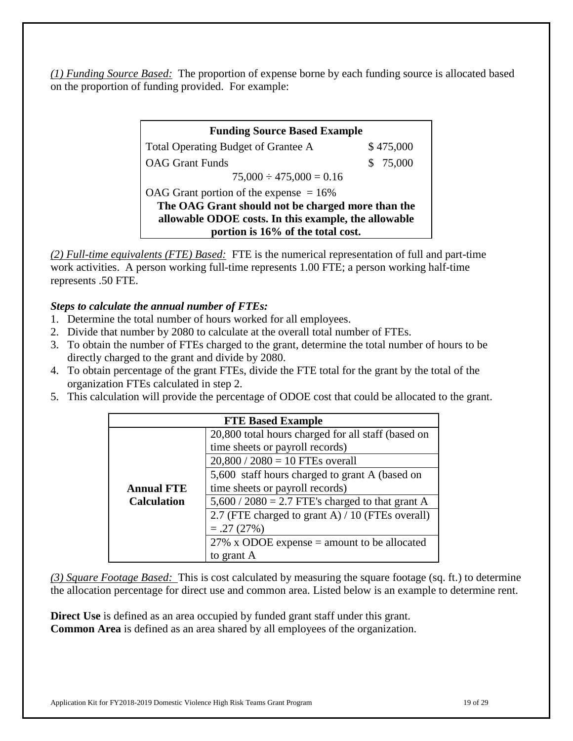*(1) Funding Source Based:* The proportion of expense borne by each funding source is allocated based on the proportion of funding provided. For example:

| Funding Source Based Example | |
|---|---|
| Total Operating Budget of Grantee A | $ 475,000 |
| OAG Grant Funds | $ 75,000 |
| 75,000 ÷ 475,000 = 0.16 | |
| OAG Grant portion of the expense = 16% | |
| **The OAG Grant should not be charged more than the allowable ODOE costs. In this example, the allowable portion is 16% of the total cost.** | |

*(2) Full-time equivalents (FTE) Based:* FTE is the numerical representation of full and part-time work activities. A person working full-time represents 1.00 FTE; a person working half-time represents .50 FTE.

***Steps to calculate the annual number of FTEs:***

1. Determine the total number of hours worked for all employees.
2. Divide that number by 2080 to calculate at the overall total number of FTEs.
3. To obtain the number of FTEs charged to the grant, determine the total number of hours to be directly charged to the grant and divide by 2080.
4. To obtain percentage of the grant FTEs, divide the FTE total for the grant by the total of the organization FTEs calculated in step 2.
5. This calculation will provide the percentage of ODOE cost that could be allocated to the grant.

| FTE Based Example | |
|---|---|
| **Annual FTE Calculation** | 20,800 total hours charged for all staff (based on time sheets or payroll records) |
| | 20,800 / 2080 = 10 FTEs overall |
| | 5,600 staff hours charged to grant A (based on time sheets or payroll records) |
| | 5,600 / 2080 = 2.7 FTE's charged to that grant A |
| | 2.7 (FTE charged to grant A) / 10 (FTEs overall) = .27 (27%) |
| | 27% x ODOE expense = amount to be allocated to grant A |

*(3) Square Footage Based:* This is cost calculated by measuring the square footage (sq. ft.) to determine the allocation percentage for direct use and common area. Listed below is an example to determine rent.

**Direct Use** is defined as an area occupied by funded grant staff under this grant.
**Common Area** is defined as an area shared by all employees of the organization.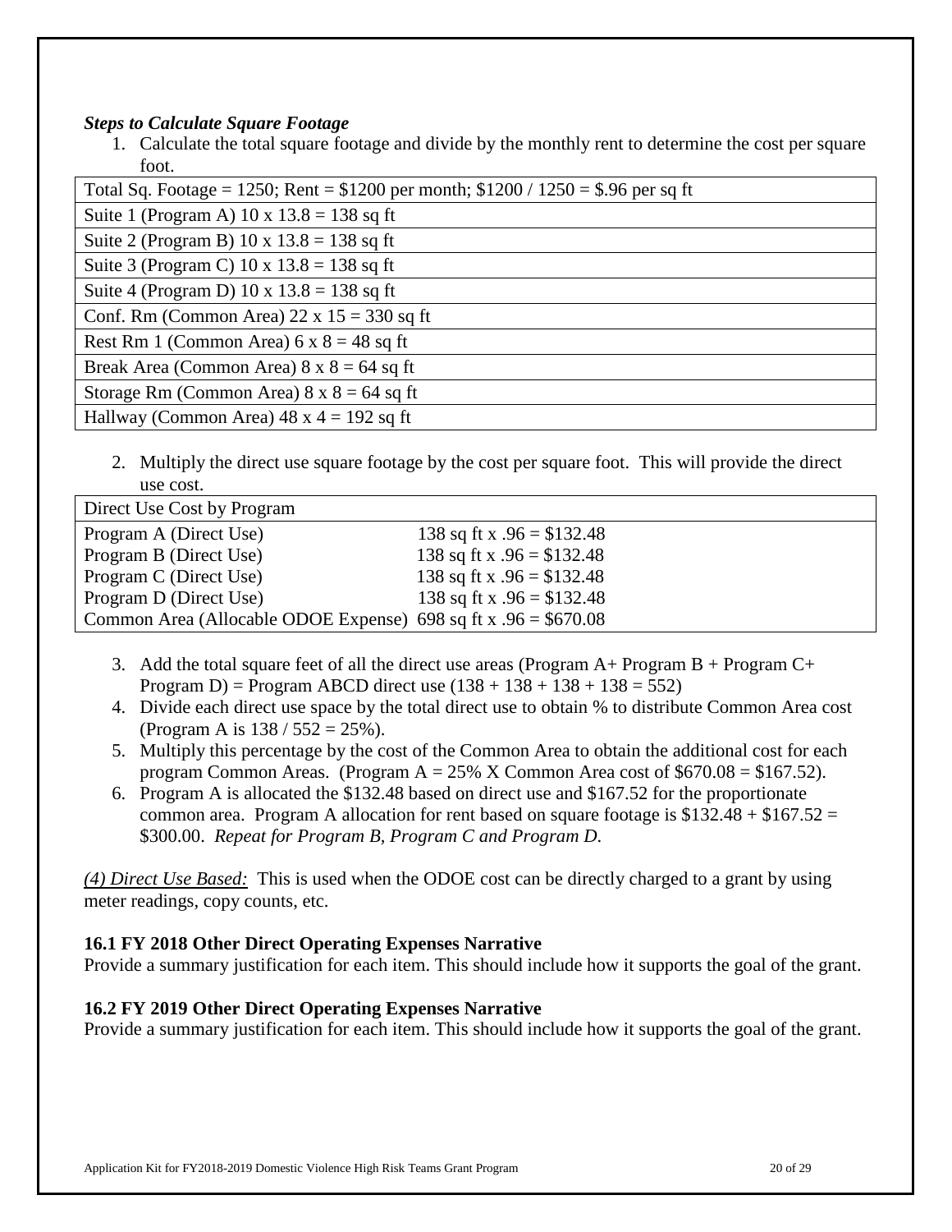***Steps to Calculate Square Footage***

1. Calculate the total square footage and divide by the monthly rent to determine the cost per square foot.

| Total Sq. Footage = 1250; Rent = \$1200 per month; \$1200 / 1250 = \$.96 per sq ft |
|---|
| Suite 1 (Program A) 10 x 13.8 = 138 sq ft |
| Suite 2 (Program B) 10 x 13.8 = 138 sq ft |
| Suite 3 (Program C) 10 x 13.8 = 138 sq ft |
| Suite 4 (Program D) 10 x 13.8 = 138 sq ft |
| Conf. Rm (Common Area) 22 x 15 = 330 sq ft |
| Rest Rm 1 (Common Area) 6 x 8 = 48 sq ft |
| Break Area (Common Area) 8 x 8 = 64 sq ft |
| Storage Rm (Common Area) 8 x 8 = 64 sq ft |
| Hallway (Common Area) 48 x 4 = 192 sq ft |

2. Multiply the direct use square footage by the cost per square foot. This will provide the direct use cost.

| Direct Use Cost by Program | |
|---|---|
| Program A (Direct Use) | 138 sq ft x .96 = \$132.48 |
| Program B (Direct Use) | 138 sq ft x .96 = \$132.48 |
| Program C (Direct Use) | 138 sq ft x .96 = \$132.48 |
| Program D (Direct Use) | 138 sq ft x .96 = \$132.48 |
| Common Area (Allocable ODOE Expense) | 698 sq ft x .96 = \$670.08 |

3. Add the total square feet of all the direct use areas (Program A+ Program B + Program C+ Program D) = Program ABCD direct use (138 + 138 + 138 + 138 = 552)
4. Divide each direct use space by the total direct use to obtain % to distribute Common Area cost (Program A is 138 / 552 = 25%).
5. Multiply this percentage by the cost of the Common Area to obtain the additional cost for each program Common Areas. (Program A = 25% X Common Area cost of \$670.08 = \$167.52).
6. Program A is allocated the \$132.48 based on direct use and \$167.52 for the proportionate common area. Program A allocation for rent based on square footage is \$132.48 + \$167.52 = \$300.00. *Repeat for Program B, Program C and Program D.*

*(4) Direct Use Based:* This is used when the ODOE cost can be directly charged to a grant by using meter readings, copy counts, etc.

**16.1 FY 2018 Other Direct Operating Expenses Narrative**

Provide a summary justification for each item. This should include how it supports the goal of the grant.

**16.2 FY 2019 Other Direct Operating Expenses Narrative**

Provide a summary justification for each item. This should include how it supports the goal of the grant.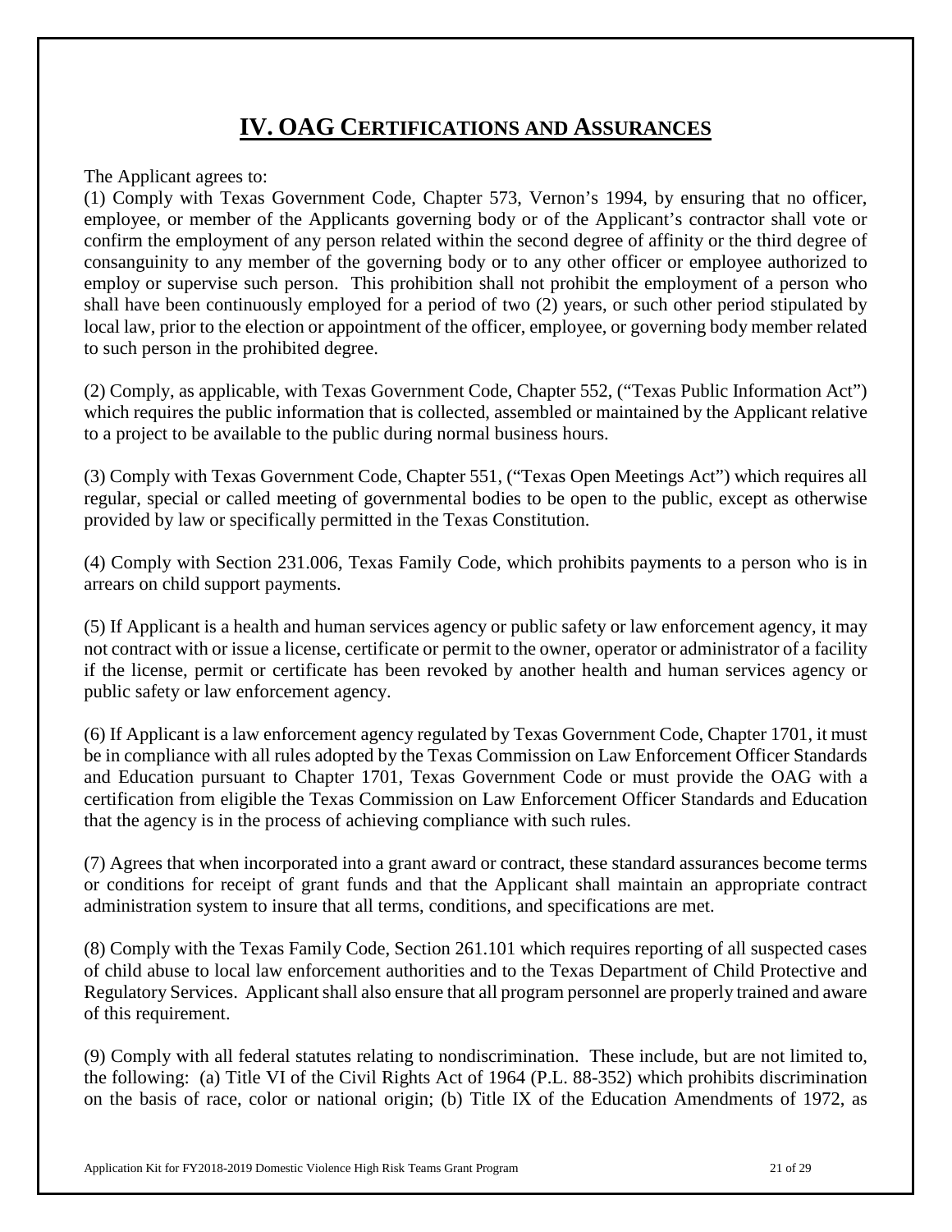## IV. OAG CERTIFICATIONS AND ASSURANCES

The Applicant agrees to:

(1) Comply with Texas Government Code, Chapter 573, Vernon's 1994, by ensuring that no officer, employee, or member of the Applicants governing body or of the Applicant's contractor shall vote or confirm the employment of any person related within the second degree of affinity or the third degree of consanguinity to any member of the governing body or to any other officer or employee authorized to employ or supervise such person. This prohibition shall not prohibit the employment of a person who shall have been continuously employed for a period of two (2) years, or such other period stipulated by local law, prior to the election or appointment of the officer, employee, or governing body member related to such person in the prohibited degree.

(2) Comply, as applicable, with Texas Government Code, Chapter 552, ("Texas Public Information Act") which requires the public information that is collected, assembled or maintained by the Applicant relative to a project to be available to the public during normal business hours.

(3) Comply with Texas Government Code, Chapter 551, ("Texas Open Meetings Act") which requires all regular, special or called meeting of governmental bodies to be open to the public, except as otherwise provided by law or specifically permitted in the Texas Constitution.

(4) Comply with Section 231.006, Texas Family Code, which prohibits payments to a person who is in arrears on child support payments.

(5) If Applicant is a health and human services agency or public safety or law enforcement agency, it may not contract with or issue a license, certificate or permit to the owner, operator or administrator of a facility if the license, permit or certificate has been revoked by another health and human services agency or public safety or law enforcement agency.

(6) If Applicant is a law enforcement agency regulated by Texas Government Code, Chapter 1701, it must be in compliance with all rules adopted by the Texas Commission on Law Enforcement Officer Standards and Education pursuant to Chapter 1701, Texas Government Code or must provide the OAG with a certification from eligible the Texas Commission on Law Enforcement Officer Standards and Education that the agency is in the process of achieving compliance with such rules.

(7) Agrees that when incorporated into a grant award or contract, these standard assurances become terms or conditions for receipt of grant funds and that the Applicant shall maintain an appropriate contract administration system to insure that all terms, conditions, and specifications are met.

(8) Comply with the Texas Family Code, Section 261.101 which requires reporting of all suspected cases of child abuse to local law enforcement authorities and to the Texas Department of Child Protective and Regulatory Services. Applicant shall also ensure that all program personnel are properly trained and aware of this requirement.

(9) Comply with all federal statutes relating to nondiscrimination. These include, but are not limited to, the following: (a) Title VI of the Civil Rights Act of 1964 (P.L. 88-352) which prohibits discrimination on the basis of race, color or national origin; (b) Title IX of the Education Amendments of 1972, as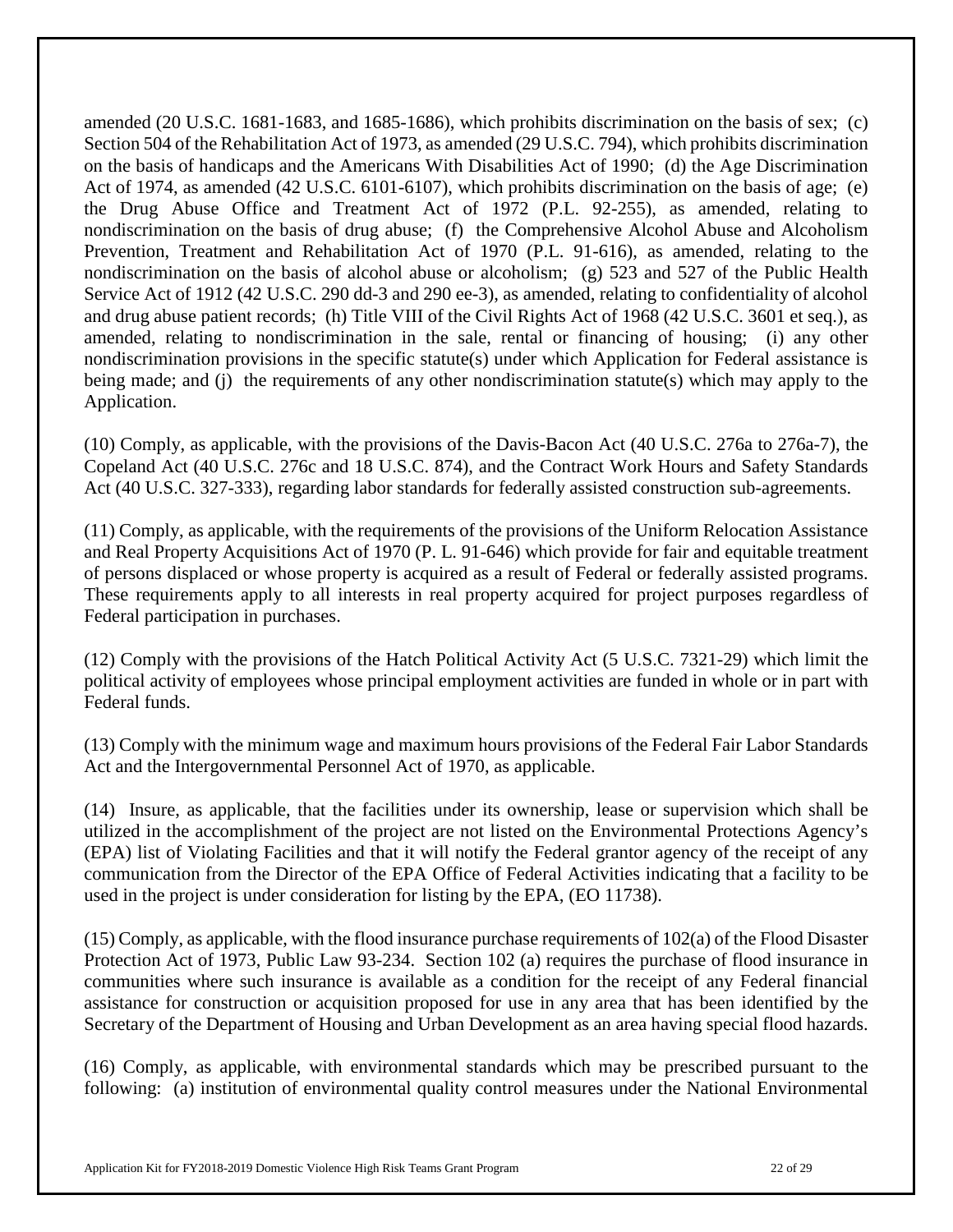amended (20 U.S.C. 1681-1683, and 1685-1686), which prohibits discrimination on the basis of sex; (c) Section 504 of the Rehabilitation Act of 1973, as amended (29 U.S.C. 794), which prohibits discrimination on the basis of handicaps and the Americans With Disabilities Act of 1990; (d) the Age Discrimination Act of 1974, as amended (42 U.S.C. 6101-6107), which prohibits discrimination on the basis of age; (e) the Drug Abuse Office and Treatment Act of 1972 (P.L. 92-255), as amended, relating to nondiscrimination on the basis of drug abuse; (f) the Comprehensive Alcohol Abuse and Alcoholism Prevention, Treatment and Rehabilitation Act of 1970 (P.L. 91-616), as amended, relating to the nondiscrimination on the basis of alcohol abuse or alcoholism; (g) 523 and 527 of the Public Health Service Act of 1912 (42 U.S.C. 290 dd-3 and 290 ee-3), as amended, relating to confidentiality of alcohol and drug abuse patient records; (h) Title VIII of the Civil Rights Act of 1968 (42 U.S.C. 3601 et seq.), as amended, relating to nondiscrimination in the sale, rental or financing of housing; (i) any other nondiscrimination provisions in the specific statute(s) under which Application for Federal assistance is being made; and (j) the requirements of any other nondiscrimination statute(s) which may apply to the Application.

(10) Comply, as applicable, with the provisions of the Davis-Bacon Act (40 U.S.C. 276a to 276a-7), the Copeland Act (40 U.S.C. 276c and 18 U.S.C. 874), and the Contract Work Hours and Safety Standards Act (40 U.S.C. 327-333), regarding labor standards for federally assisted construction sub-agreements.

(11) Comply, as applicable, with the requirements of the provisions of the Uniform Relocation Assistance and Real Property Acquisitions Act of 1970 (P. L. 91-646) which provide for fair and equitable treatment of persons displaced or whose property is acquired as a result of Federal or federally assisted programs. These requirements apply to all interests in real property acquired for project purposes regardless of Federal participation in purchases.

(12) Comply with the provisions of the Hatch Political Activity Act (5 U.S.C. 7321-29) which limit the political activity of employees whose principal employment activities are funded in whole or in part with Federal funds.

(13) Comply with the minimum wage and maximum hours provisions of the Federal Fair Labor Standards Act and the Intergovernmental Personnel Act of 1970, as applicable.

(14) Insure, as applicable, that the facilities under its ownership, lease or supervision which shall be utilized in the accomplishment of the project are not listed on the Environmental Protections Agency's (EPA) list of Violating Facilities and that it will notify the Federal grantor agency of the receipt of any communication from the Director of the EPA Office of Federal Activities indicating that a facility to be used in the project is under consideration for listing by the EPA, (EO 11738).

(15) Comply, as applicable, with the flood insurance purchase requirements of 102(a) of the Flood Disaster Protection Act of 1973, Public Law 93-234. Section 102 (a) requires the purchase of flood insurance in communities where such insurance is available as a condition for the receipt of any Federal financial assistance for construction or acquisition proposed for use in any area that has been identified by the Secretary of the Department of Housing and Urban Development as an area having special flood hazards.

(16) Comply, as applicable, with environmental standards which may be prescribed pursuant to the following: (a) institution of environmental quality control measures under the National Environmental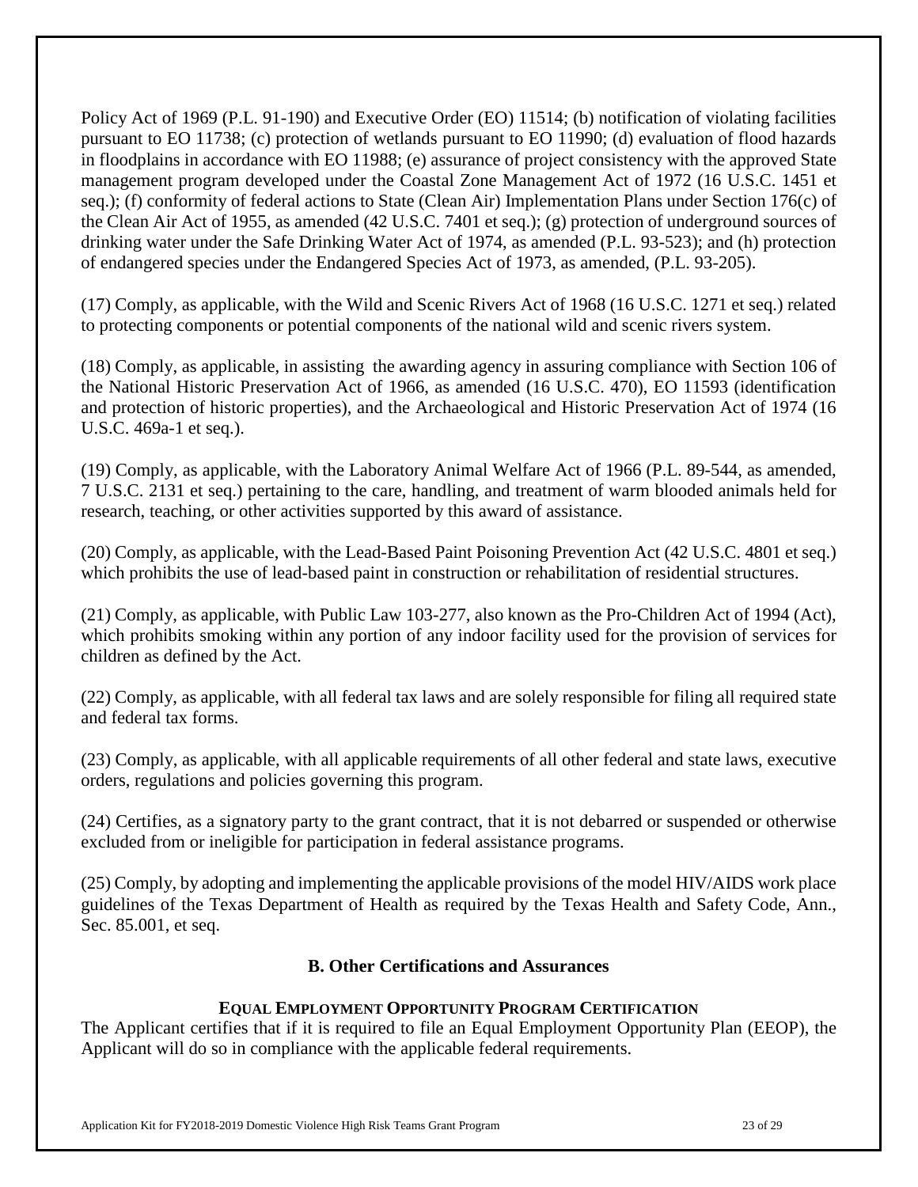Policy Act of 1969 (P.L. 91-190) and Executive Order (EO) 11514; (b) notification of violating facilities pursuant to EO 11738; (c) protection of wetlands pursuant to EO 11990; (d) evaluation of flood hazards in floodplains in accordance with EO 11988; (e) assurance of project consistency with the approved State management program developed under the Coastal Zone Management Act of 1972 (16 U.S.C. 1451 et seq.); (f) conformity of federal actions to State (Clean Air) Implementation Plans under Section 176(c) of the Clean Air Act of 1955, as amended (42 U.S.C. 7401 et seq.); (g) protection of underground sources of drinking water under the Safe Drinking Water Act of 1974, as amended (P.L. 93-523); and (h) protection of endangered species under the Endangered Species Act of 1973, as amended, (P.L. 93-205).

(17) Comply, as applicable, with the Wild and Scenic Rivers Act of 1968 (16 U.S.C. 1271 et seq.) related to protecting components or potential components of the national wild and scenic rivers system.

(18) Comply, as applicable, in assisting the awarding agency in assuring compliance with Section 106 of the National Historic Preservation Act of 1966, as amended (16 U.S.C. 470), EO 11593 (identification and protection of historic properties), and the Archaeological and Historic Preservation Act of 1974 (16 U.S.C. 469a-1 et seq.).

(19) Comply, as applicable, with the Laboratory Animal Welfare Act of 1966 (P.L. 89-544, as amended, 7 U.S.C. 2131 et seq.) pertaining to the care, handling, and treatment of warm blooded animals held for research, teaching, or other activities supported by this award of assistance.

(20) Comply, as applicable, with the Lead-Based Paint Poisoning Prevention Act (42 U.S.C. 4801 et seq.) which prohibits the use of lead-based paint in construction or rehabilitation of residential structures.

(21) Comply, as applicable, with Public Law 103-277, also known as the Pro-Children Act of 1994 (Act), which prohibits smoking within any portion of any indoor facility used for the provision of services for children as defined by the Act.

(22) Comply, as applicable, with all federal tax laws and are solely responsible for filing all required state and federal tax forms.

(23) Comply, as applicable, with all applicable requirements of all other federal and state laws, executive orders, regulations and policies governing this program.

(24) Certifies, as a signatory party to the grant contract, that it is not debarred or suspended or otherwise excluded from or ineligible for participation in federal assistance programs.

(25) Comply, by adopting and implementing the applicable provisions of the model HIV/AIDS work place guidelines of the Texas Department of Health as required by the Texas Health and Safety Code, Ann., Sec. 85.001, et seq.

## B. Other Certifications and Assurances

### Equal Employment Opportunity Program Certification

The Applicant certifies that if it is required to file an Equal Employment Opportunity Plan (EEOP), the Applicant will do so in compliance with the applicable federal requirements.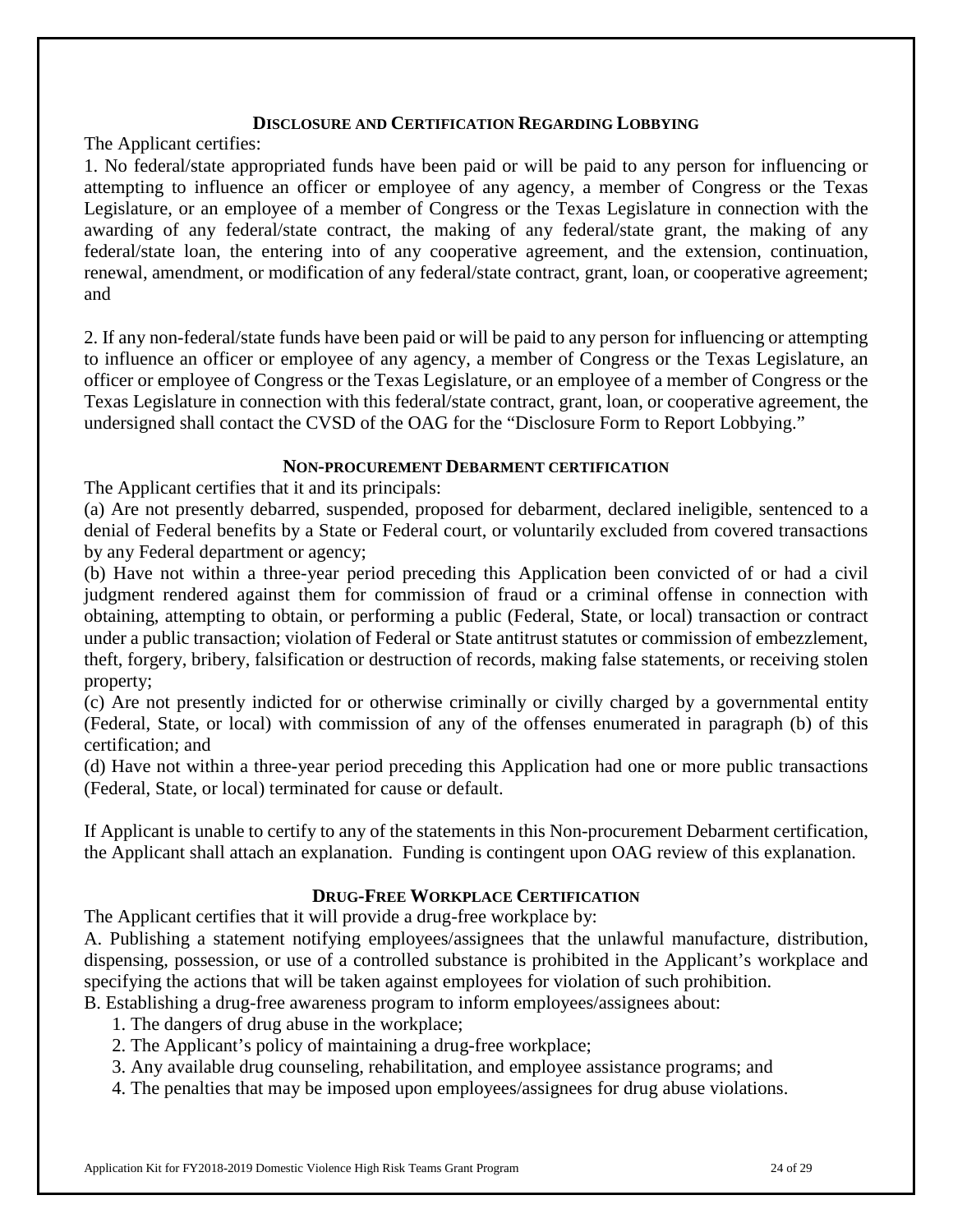## Disclosure and Certification Regarding Lobbying

The Applicant certifies:

1. No federal/state appropriated funds have been paid or will be paid to any person for influencing or attempting to influence an officer or employee of any agency, a member of Congress or the Texas Legislature, or an employee of a member of Congress or the Texas Legislature in connection with the awarding of any federal/state contract, the making of any federal/state grant, the making of any federal/state loan, the entering into of any cooperative agreement, and the extension, continuation, renewal, amendment, or modification of any federal/state contract, grant, loan, or cooperative agreement; and

2. If any non-federal/state funds have been paid or will be paid to any person for influencing or attempting to influence an officer or employee of any agency, a member of Congress or the Texas Legislature, an officer or employee of Congress or the Texas Legislature, or an employee of a member of Congress or the Texas Legislature in connection with this federal/state contract, grant, loan, or cooperative agreement, the undersigned shall contact the CVSD of the OAG for the "Disclosure Form to Report Lobbying."

## Non-procurement Debarment Certification

The Applicant certifies that it and its principals:

(a) Are not presently debarred, suspended, proposed for debarment, declared ineligible, sentenced to a denial of Federal benefits by a State or Federal court, or voluntarily excluded from covered transactions by any Federal department or agency;

(b) Have not within a three-year period preceding this Application been convicted of or had a civil judgment rendered against them for commission of fraud or a criminal offense in connection with obtaining, attempting to obtain, or performing a public (Federal, State, or local) transaction or contract under a public transaction; violation of Federal or State antitrust statutes or commission of embezzlement, theft, forgery, bribery, falsification or destruction of records, making false statements, or receiving stolen property;

(c) Are not presently indicted for or otherwise criminally or civilly charged by a governmental entity (Federal, State, or local) with commission of any of the offenses enumerated in paragraph (b) of this certification; and

(d) Have not within a three-year period preceding this Application had one or more public transactions (Federal, State, or local) terminated for cause or default.

If Applicant is unable to certify to any of the statements in this Non-procurement Debarment certification, the Applicant shall attach an explanation. Funding is contingent upon OAG review of this explanation.

## Drug-Free Workplace Certification

The Applicant certifies that it will provide a drug-free workplace by:

A. Publishing a statement notifying employees/assignees that the unlawful manufacture, distribution, dispensing, possession, or use of a controlled substance is prohibited in the Applicant's workplace and specifying the actions that will be taken against employees for violation of such prohibition.

B. Establishing a drug-free awareness program to inform employees/assignees about:

1. The dangers of drug abuse in the workplace;
2. The Applicant's policy of maintaining a drug-free workplace;
3. Any available drug counseling, rehabilitation, and employee assistance programs; and
4. The penalties that may be imposed upon employees/assignees for drug abuse violations.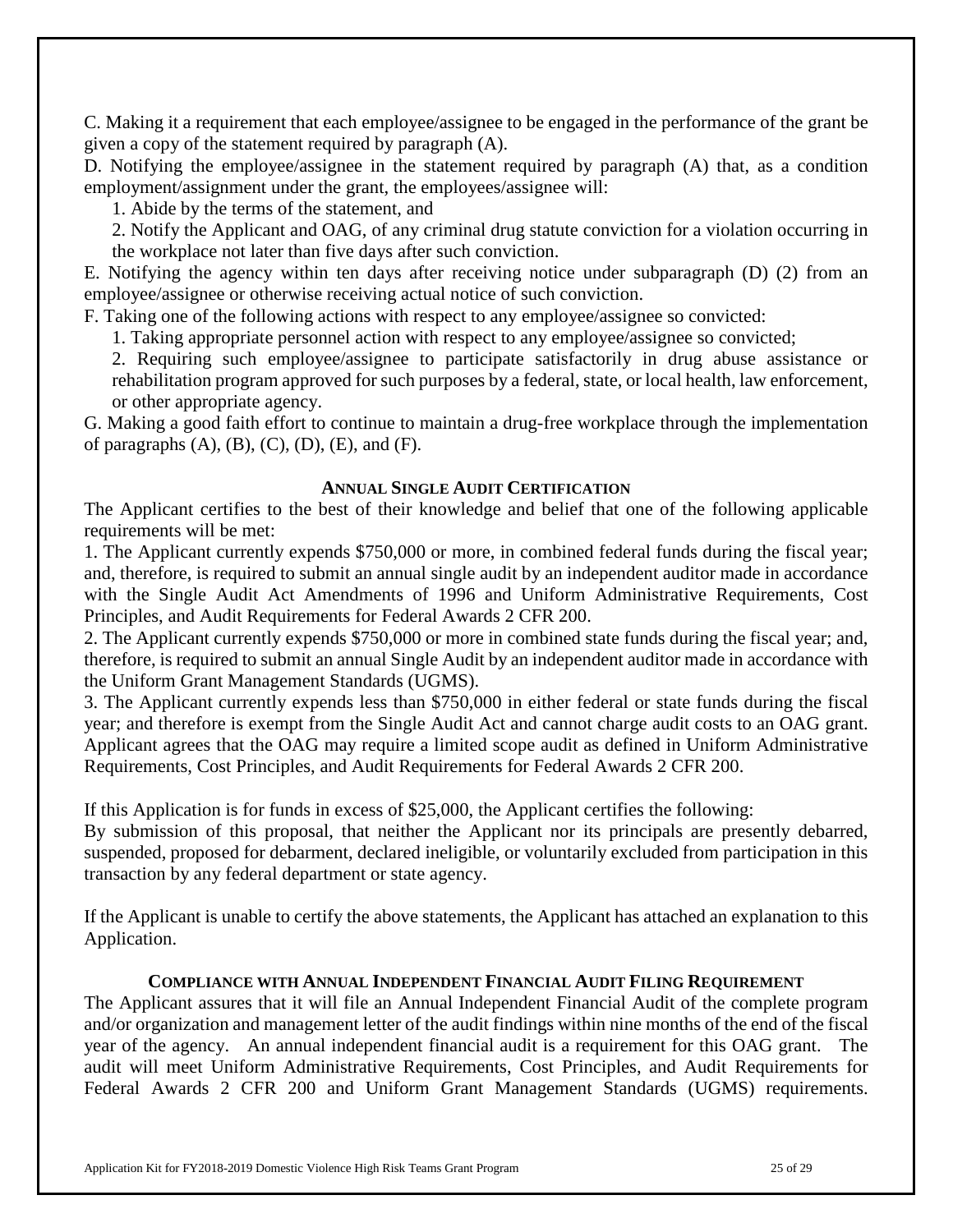C. Making it a requirement that each employee/assignee to be engaged in the performance of the grant be given a copy of the statement required by paragraph (A).

D. Notifying the employee/assignee in the statement required by paragraph (A) that, as a condition employment/assignment under the grant, the employees/assignee will:

1. Abide by the terms of the statement, and
2. Notify the Applicant and OAG, of any criminal drug statute conviction for a violation occurring in the workplace not later than five days after such conviction.

E. Notifying the agency within ten days after receiving notice under subparagraph (D) (2) from an employee/assignee or otherwise receiving actual notice of such conviction.

F. Taking one of the following actions with respect to any employee/assignee so convicted:

1. Taking appropriate personnel action with respect to any employee/assignee so convicted;
2. Requiring such employee/assignee to participate satisfactorily in drug abuse assistance or rehabilitation program approved for such purposes by a federal, state, or local health, law enforcement, or other appropriate agency.

G. Making a good faith effort to continue to maintain a drug-free workplace through the implementation of paragraphs (A), (B), (C), (D), (E), and (F).

### Annual Single Audit Certification

The Applicant certifies to the best of their knowledge and belief that one of the following applicable requirements will be met:

1. The Applicant currently expends $750,000 or more, in combined federal funds during the fiscal year; and, therefore, is required to submit an annual single audit by an independent auditor made in accordance with the Single Audit Act Amendments of 1996 and Uniform Administrative Requirements, Cost Principles, and Audit Requirements for Federal Awards 2 CFR 200.
2. The Applicant currently expends $750,000 or more in combined state funds during the fiscal year; and, therefore, is required to submit an annual Single Audit by an independent auditor made in accordance with the Uniform Grant Management Standards (UGMS).
3. The Applicant currently expends less than $750,000 in either federal or state funds during the fiscal year; and therefore is exempt from the Single Audit Act and cannot charge audit costs to an OAG grant. Applicant agrees that the OAG may require a limited scope audit as defined in Uniform Administrative Requirements, Cost Principles, and Audit Requirements for Federal Awards 2 CFR 200.

If this Application is for funds in excess of $25,000, the Applicant certifies the following:

By submission of this proposal, that neither the Applicant nor its principals are presently debarred, suspended, proposed for debarment, declared ineligible, or voluntarily excluded from participation in this transaction by any federal department or state agency.

If the Applicant is unable to certify the above statements, the Applicant has attached an explanation to this Application.

### Compliance with Annual Independent Financial Audit Filing Requirement

The Applicant assures that it will file an Annual Independent Financial Audit of the complete program and/or organization and management letter of the audit findings within nine months of the end of the fiscal year of the agency. An annual independent financial audit is a requirement for this OAG grant. The audit will meet Uniform Administrative Requirements, Cost Principles, and Audit Requirements for Federal Awards 2 CFR 200 and Uniform Grant Management Standards (UGMS) requirements.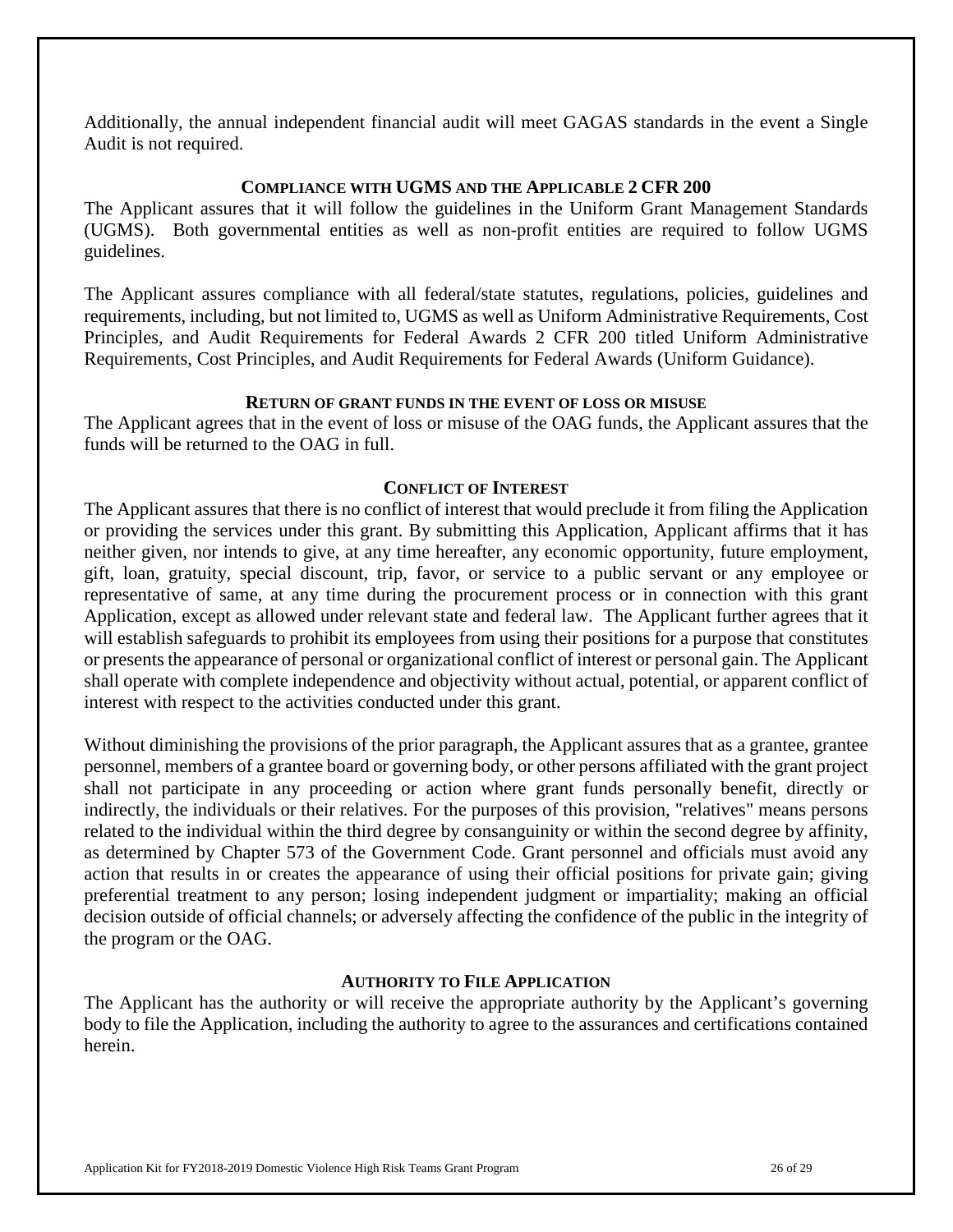Additionally, the annual independent financial audit will meet GAGAS standards in the event a Single Audit is not required.

### COMPLIANCE WITH UGMS AND THE APPLICABLE 2 CFR 200

The Applicant assures that it will follow the guidelines in the Uniform Grant Management Standards (UGMS). Both governmental entities as well as non-profit entities are required to follow UGMS guidelines.

The Applicant assures compliance with all federal/state statutes, regulations, policies, guidelines and requirements, including, but not limited to, UGMS as well as Uniform Administrative Requirements, Cost Principles, and Audit Requirements for Federal Awards 2 CFR 200 titled Uniform Administrative Requirements, Cost Principles, and Audit Requirements for Federal Awards (Uniform Guidance).

### RETURN OF GRANT FUNDS IN THE EVENT OF LOSS OR MISUSE

The Applicant agrees that in the event of loss or misuse of the OAG funds, the Applicant assures that the funds will be returned to the OAG in full.

### CONFLICT OF INTEREST

The Applicant assures that there is no conflict of interest that would preclude it from filing the Application or providing the services under this grant. By submitting this Application, Applicant affirms that it has neither given, nor intends to give, at any time hereafter, any economic opportunity, future employment, gift, loan, gratuity, special discount, trip, favor, or service to a public servant or any employee or representative of same, at any time during the procurement process or in connection with this grant Application, except as allowed under relevant state and federal law. The Applicant further agrees that it will establish safeguards to prohibit its employees from using their positions for a purpose that constitutes or presents the appearance of personal or organizational conflict of interest or personal gain. The Applicant shall operate with complete independence and objectivity without actual, potential, or apparent conflict of interest with respect to the activities conducted under this grant.

Without diminishing the provisions of the prior paragraph, the Applicant assures that as a grantee, grantee personnel, members of a grantee board or governing body, or other persons affiliated with the grant project shall not participate in any proceeding or action where grant funds personally benefit, directly or indirectly, the individuals or their relatives. For the purposes of this provision, "relatives" means persons related to the individual within the third degree by consanguinity or within the second degree by affinity, as determined by Chapter 573 of the Government Code. Grant personnel and officials must avoid any action that results in or creates the appearance of using their official positions for private gain; giving preferential treatment to any person; losing independent judgment or impartiality; making an official decision outside of official channels; or adversely affecting the confidence of the public in the integrity of the program or the OAG.

### AUTHORITY TO FILE APPLICATION

The Applicant has the authority or will receive the appropriate authority by the Applicant's governing body to file the Application, including the authority to agree to the assurances and certifications contained herein.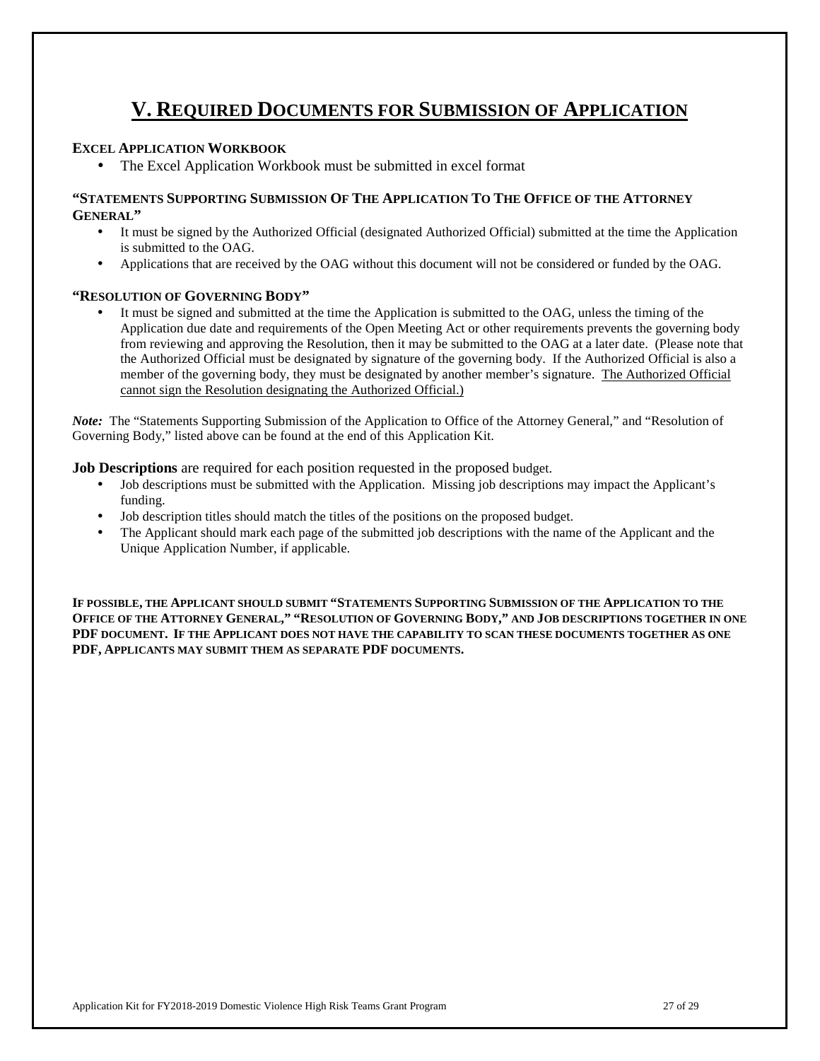# V. REQUIRED DOCUMENTS FOR SUBMISSION OF APPLICATION

**EXCEL APPLICATION WORKBOOK**

- The Excel Application Workbook must be submitted in excel format

**"STATEMENTS SUPPORTING SUBMISSION OF THE APPLICATION TO THE OFFICE OF THE ATTORNEY GENERAL"**

- It must be signed by the Authorized Official (designated Authorized Official) submitted at the time the Application is submitted to the OAG.
- Applications that are received by the OAG without this document will not be considered or funded by the OAG.

**"RESOLUTION OF GOVERNING BODY"**

- It must be signed and submitted at the time the Application is submitted to the OAG, unless the timing of the Application due date and requirements of the Open Meeting Act or other requirements prevents the governing body from reviewing and approving the Resolution, then it may be submitted to the OAG at a later date. (Please note that the Authorized Official must be designated by signature of the governing body. If the Authorized Official is also a member of the governing body, they must be designated by another member's signature. The Authorized Official cannot sign the Resolution designating the Authorized Official.)

***Note:*** The "Statements Supporting Submission of the Application to Office of the Attorney General," and "Resolution of Governing Body," listed above can be found at the end of this Application Kit.

**Job Descriptions** are required for each position requested in the proposed budget.

- Job descriptions must be submitted with the Application. Missing job descriptions may impact the Applicant's funding.
- Job description titles should match the titles of the positions on the proposed budget.
- The Applicant should mark each page of the submitted job descriptions with the name of the Applicant and the Unique Application Number, if applicable.

**IF POSSIBLE, THE APPLICANT SHOULD SUBMIT "STATEMENTS SUPPORTING SUBMISSION OF THE APPLICATION TO THE OFFICE OF THE ATTORNEY GENERAL," "RESOLUTION OF GOVERNING BODY," AND JOB DESCRIPTIONS TOGETHER IN ONE PDF DOCUMENT. IF THE APPLICANT DOES NOT HAVE THE CAPABILITY TO SCAN THESE DOCUMENTS TOGETHER AS ONE PDF, APPLICANTS MAY SUBMIT THEM AS SEPARATE PDF DOCUMENTS.**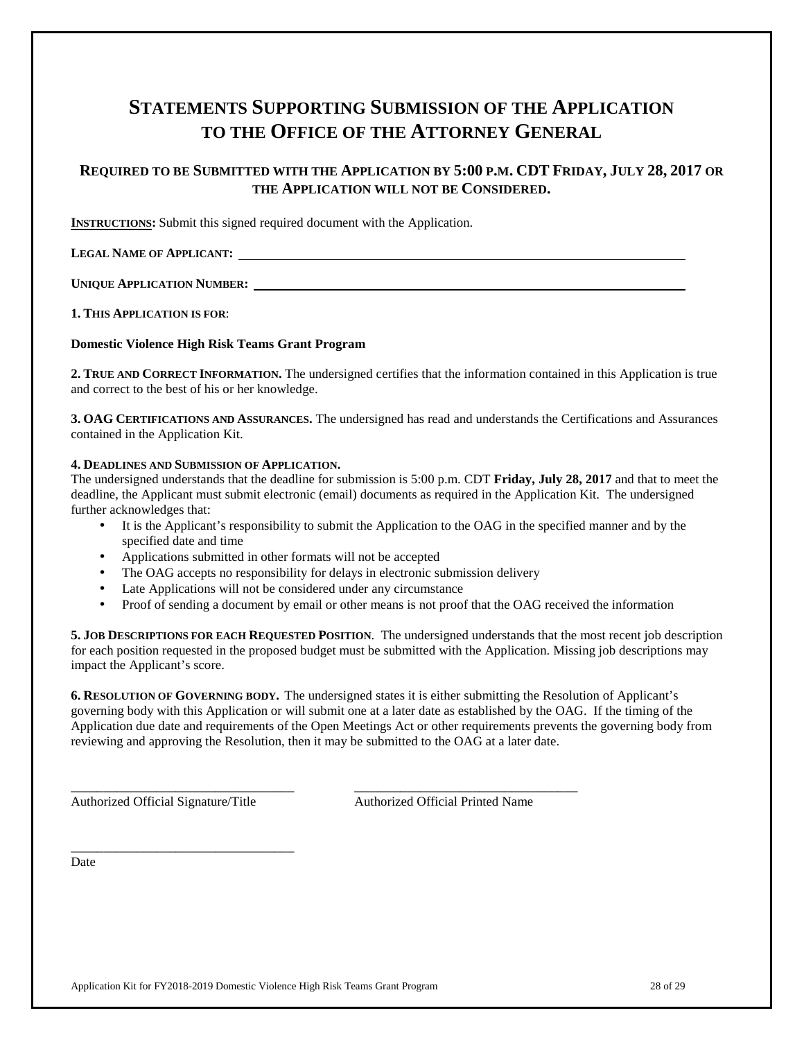# Statements Supporting Submission of the Application to the Office of the Attorney General

## Required to be Submitted with the Application by 5:00 p.m. CDT Friday, July 28, 2017 or the Application will not be Considered.

**INSTRUCTIONS:** Submit this signed required document with the Application.

**LEGAL NAME OF APPLICANT:** ______________________________________________

**UNIQUE APPLICATION NUMBER:** ______________________________________________

**1. THIS APPLICATION IS FOR**:

**Domestic Violence High Risk Teams Grant Program**

**2. TRUE AND CORRECT INFORMATION.** The undersigned certifies that the information contained in this Application is true and correct to the best of his or her knowledge.

**3. OAG CERTIFICATIONS AND ASSURANCES.** The undersigned has read and understands the Certifications and Assurances contained in the Application Kit.

**4. DEADLINES AND SUBMISSION OF APPLICATION.**
The undersigned understands that the deadline for submission is 5:00 p.m. CDT **Friday, July 28, 2017** and that to meet the deadline, the Applicant must submit electronic (email) documents as required in the Application Kit. The undersigned further acknowledges that:

- It is the Applicant's responsibility to submit the Application to the OAG in the specified manner and by the specified date and time
- Applications submitted in other formats will not be accepted
- The OAG accepts no responsibility for delays in electronic submission delivery
- Late Applications will not be considered under any circumstance
- Proof of sending a document by email or other means is not proof that the OAG received the information

**5. JOB DESCRIPTIONS FOR EACH REQUESTED POSITION**. The undersigned understands that the most recent job description for each position requested in the proposed budget must be submitted with the Application. Missing job descriptions may impact the Applicant's score.

**6. RESOLUTION OF GOVERNING BODY.** The undersigned states it is either submitting the Resolution of Applicant's governing body with this Application or will submit one at a later date as established by the OAG. If the timing of the Application due date and requirements of the Open Meetings Act or other requirements prevents the governing body from reviewing and approving the Resolution, then it may be submitted to the OAG at a later date.

__________________________________ __________________________________
Authorized Official Signature/Title Authorized Official Printed Name

__________________________________
Date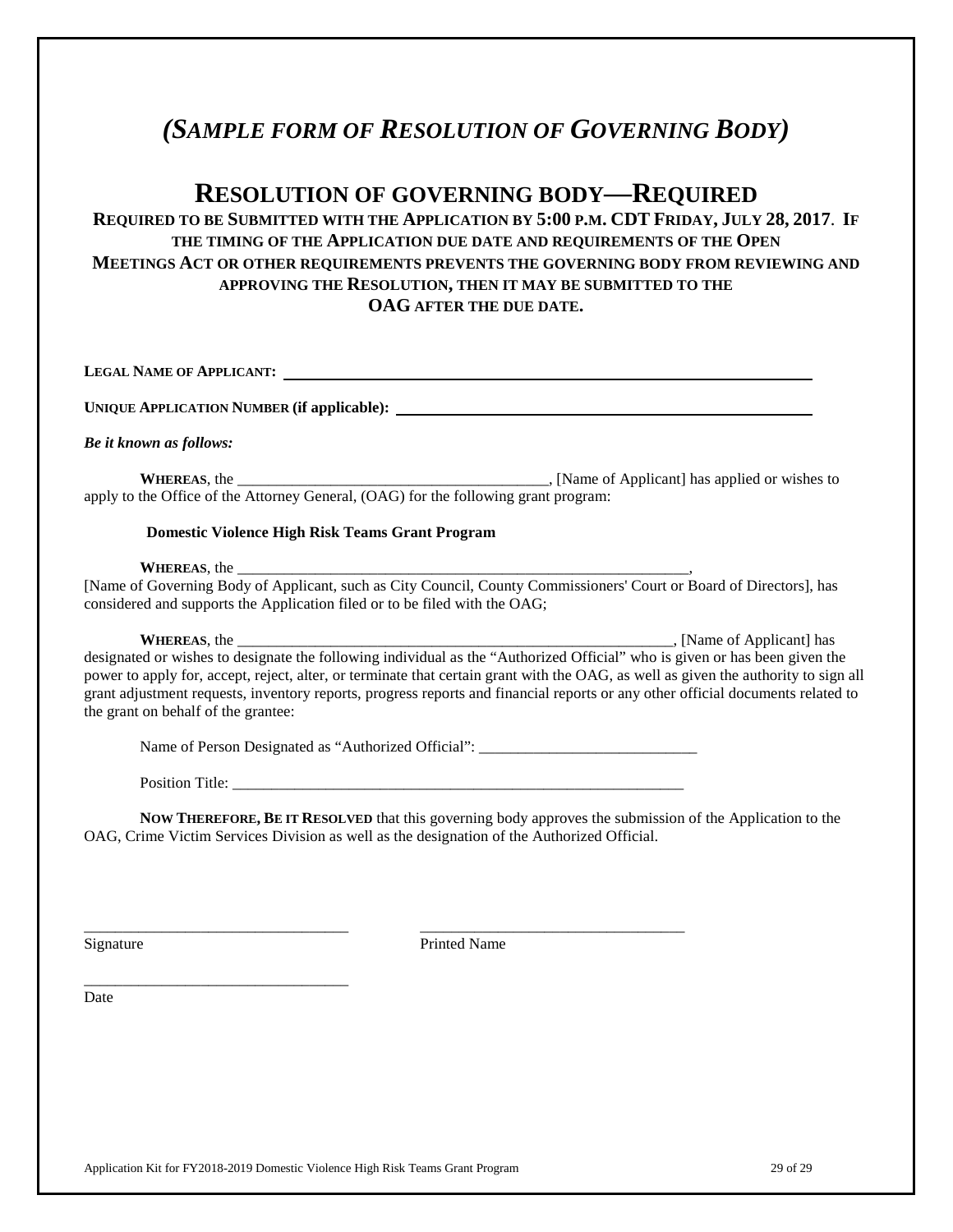# *(SAMPLE FORM OF RESOLUTION OF GOVERNING BODY)*

## RESOLUTION OF GOVERNING BODY—REQUIRED

**REQUIRED TO BE SUBMITTED WITH THE APPLICATION BY 5:00 P.M. CDT FRIDAY, JULY 28, 2017. IF THE TIMING OF THE APPLICATION DUE DATE AND REQUIREMENTS OF THE OPEN MEETINGS ACT OR OTHER REQUIREMENTS PREVENTS THE GOVERNING BODY FROM REVIEWING AND APPROVING THE RESOLUTION, THEN IT MAY BE SUBMITTED TO THE OAG AFTER THE DUE DATE.**

**LEGAL NAME OF APPLICANT:** ______________________________________________

**UNIQUE APPLICATION NUMBER (if applicable):** ______________________________________________

***Be it known as follows:***

**WHEREAS**, the ________________________________________, [Name of Applicant] has applied or wishes to apply to the Office of the Attorney General, (OAG) for the following grant program:

**Domestic Violence High Risk Teams Grant Program**

**WHEREAS**, the ____________________________________________________________, [Name of Governing Body of Applicant, such as City Council, County Commissioners' Court or Board of Directors], has considered and supports the Application filed or to be filed with the OAG;

**WHEREAS**, the ___________________________________________________________, [Name of Applicant] has designated or wishes to designate the following individual as the "Authorized Official" who is given or has been given the power to apply for, accept, reject, alter, or terminate that certain grant with the OAG, as well as given the authority to sign all grant adjustment requests, inventory reports, progress reports and financial reports or any other official documents related to the grant on behalf of the grantee:

Name of Person Designated as "Authorized Official": ____________________________

Position Title: ____________________________________________________________

**NOW THEREFORE, BE IT RESOLVED** that this governing body approves the submission of the Application to the OAG, Crime Victim Services Division as well as the designation of the Authorized Official.

__________________________________ __________________________________
Signature Printed Name

__________________________________
Date